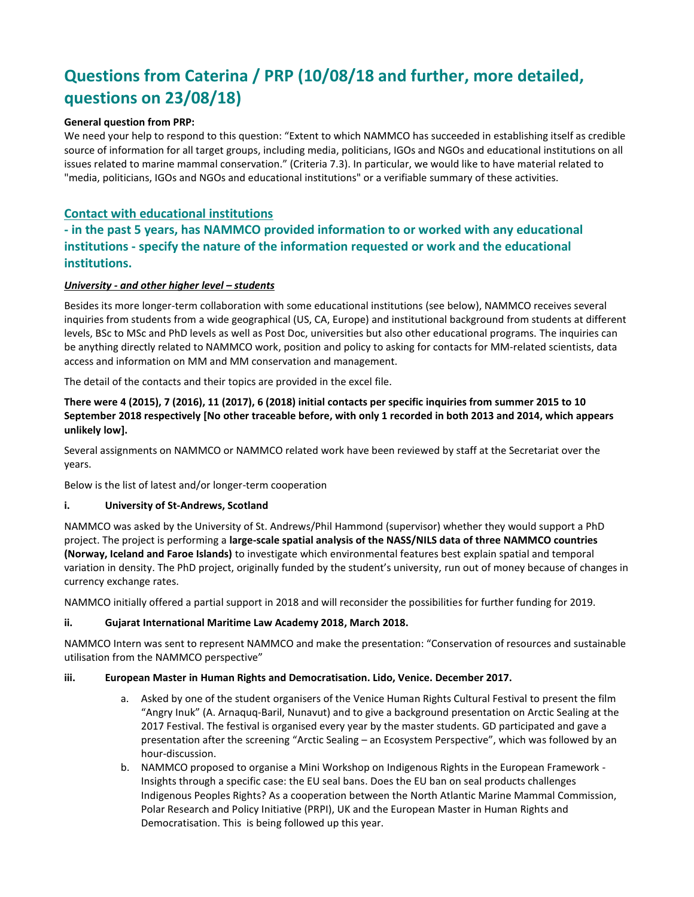# Questions from Caterina / PRP (10/08/18 and further, more detailed, questions on 23/08/18)

**General question from PRP:**

We need your help to respond to this question: "Extent to which NAMMCO has succeeded in establishing itself as credible source of information for all target groups, including media, politicians, IGOs and NGOs and educational institutions on all issues related to marine mammal conservation." (Criteria 7.3). In particular, we would like to have material related to "media, politicians, IGOs and NGOs and educational institutions" or a verifiable summary of these activities.

## Contact with educational institutions

## - in the past 5 years, has NAMMCO provided information to or worked with any educational institutions - specify the nature of the information requested or work and the educational institutions.

***University - and other higher level – students***

Besides its more longer-term collaboration with some educational institutions (see below), NAMMCO receives several inquiries from students from a wide geographical (US, CA, Europe) and institutional background from students at different levels, BSc to MSc and PhD levels as well as Post Doc, universities but also other educational programs. The inquiries can be anything directly related to NAMMCO work, position and policy to asking for contacts for MM-related scientists, data access and information on MM and MM conservation and management.

The detail of the contacts and their topics are provided in the excel file.

**There were 4 (2015), 7 (2016), 11 (2017), 6 (2018) initial contacts per specific inquiries from summer 2015 to 10 September 2018 respectively [No other traceable before, with only 1 recorded in both 2013 and 2014, which appears unlikely low].**

Several assignments on NAMMCO or NAMMCO related work have been reviewed by staff at the Secretariat over the years.

Below is the list of latest and/or longer-term cooperation

**i. University of St-Andrews, Scotland**

NAMMCO was asked by the University of St. Andrews/Phil Hammond (supervisor) whether they would support a PhD project. The project is performing a **large-scale spatial analysis of the NASS/NILS data of three NAMMCO countries (Norway, Iceland and Faroe Islands)** to investigate which environmental features best explain spatial and temporal variation in density. The PhD project, originally funded by the student's university, run out of money because of changes in currency exchange rates.

NAMMCO initially offered a partial support in 2018 and will reconsider the possibilities for further funding for 2019.

**ii. Gujarat International Maritime Law Academy 2018, March 2018.**

NAMMCO Intern was sent to represent NAMMCO and make the presentation: "Conservation of resources and sustainable utilisation from the NAMMCO perspective"

**iii. European Master in Human Rights and Democratisation. Lido, Venice. December 2017.**

a. Asked by one of the student organisers of the Venice Human Rights Cultural Festival to present the film "Angry Inuk" (A. Arnaquq-Baril, Nunavut) and to give a background presentation on Arctic Sealing at the 2017 Festival. The festival is organised every year by the master students. GD participated and gave a presentation after the screening "Arctic Sealing – an Ecosystem Perspective", which was followed by an hour-discussion.

b. NAMMCO proposed to organise a Mini Workshop on Indigenous Rights in the European Framework - Insights through a specific case: the EU seal bans. Does the EU ban on seal products challenges Indigenous Peoples Rights? As a cooperation between the North Atlantic Marine Mammal Commission, Polar Research and Policy Initiative (PRPI), UK and the European Master in Human Rights and Democratisation. This is being followed up this year.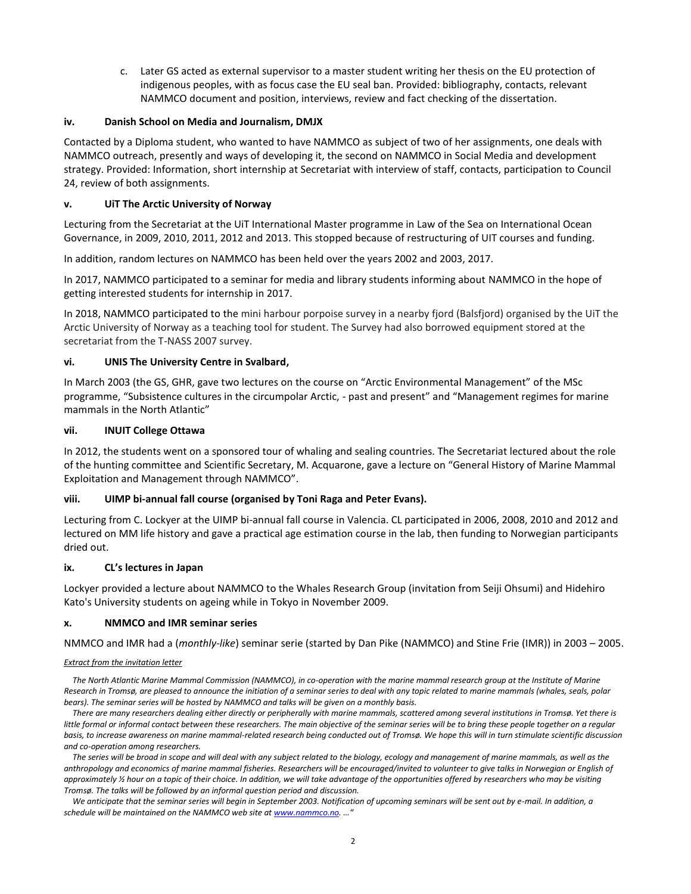c. Later GS acted as external supervisor to a master student writing her thesis on the EU protection of indigenous peoples, with as focus case the EU seal ban. Provided: bibliography, contacts, relevant NAMMCO document and position, interviews, review and fact checking of the dissertation.

#### iv. Danish School on Media and Journalism, DMJX

Contacted by a Diploma student, who wanted to have NAMMCO as subject of two of her assignments, one deals with NAMMCO outreach, presently and ways of developing it, the second on NAMMCO in Social Media and development strategy. Provided: Information, short internship at Secretariat with interview of staff, contacts, participation to Council 24, review of both assignments.

#### v. UiT The Arctic University of Norway

Lecturing from the Secretariat at the UiT International Master programme in Law of the Sea on International Ocean Governance, in 2009, 2010, 2011, 2012 and 2013. This stopped because of restructuring of UIT courses and funding.

In addition, random lectures on NAMMCO has been held over the years 2002 and 2003, 2017.

In 2017, NAMMCO participated to a seminar for media and library students informing about NAMMCO in the hope of getting interested students for internship in 2017.

In 2018, NAMMCO participated to the mini harbour porpoise survey in a nearby fjord (Balsfjord) organised by the UiT the Arctic University of Norway as a teaching tool for student. The Survey had also borrowed equipment stored at the secretariat from the T-NASS 2007 survey.

#### vi. UNIS The University Centre in Svalbard,

In March 2003 (the GS, GHR, gave two lectures on the course on "Arctic Environmental Management" of the MSc programme, "Subsistence cultures in the circumpolar Arctic, - past and present" and "Management regimes for marine mammals in the North Atlantic"

#### vii. INUIT College Ottawa

In 2012, the students went on a sponsored tour of whaling and sealing countries. The Secretariat lectured about the role of the hunting committee and Scientific Secretary, M. Acquarone, gave a lecture on "General History of Marine Mammal Exploitation and Management through NAMMCO".

#### viii. UIMP bi-annual fall course (organised by Toni Raga and Peter Evans).

Lecturing from C. Lockyer at the UIMP bi-annual fall course in Valencia. CL participated in 2006, 2008, 2010 and 2012 and lectured on MM life history and gave a practical age estimation course in the lab, then funding to Norwegian participants dried out.

#### ix. CL's lectures in Japan

Lockyer provided a lecture about NAMMCO to the Whales Research Group (invitation from Seiji Ohsumi) and Hidehiro Kato's University students on ageing while in Tokyo in November 2009.

#### x. NMMCO and IMR seminar series

NMMCO and IMR had a (*monthly-like*) seminar serie (started by Dan Pike (NAMMCO) and Stine Frie (IMR)) in 2003 – 2005.

*Extract from the invitation letter*

*The North Atlantic Marine Mammal Commission (NAMMCO), in co-operation with the marine mammal research group at the Institute of Marine Research in Tromsø, are pleased to announce the initiation of a seminar series to deal with any topic related to marine mammals (whales, seals, polar bears). The seminar series will be hosted by NAMMCO and talks will be given on a monthly basis.*

*There are many researchers dealing either directly or peripherally with marine mammals, scattered among several institutions in Tromsø. Yet there is little formal or informal contact between these researchers. The main objective of the seminar series will be to bring these people together on a regular basis, to increase awareness on marine mammal-related research being conducted out of Tromsø. We hope this will in turn stimulate scientific discussion and co-operation among researchers.*

*The series will be broad in scope and will deal with any subject related to the biology, ecology and management of marine mammals, as well as the anthropology and economics of marine mammal fisheries. Researchers will be encouraged/invited to volunteer to give talks in Norwegian or English of approximately ½ hour on a topic of their choice. In addition, we will take advantage of the opportunities offered by researchers who may be visiting Tromsø. The talks will be followed by an informal question period and discussion.*

*We anticipate that the seminar series will begin in September 2003. Notification of upcoming seminars will be sent out by e-mail. In addition, a schedule will be maintained on the NAMMCO web site at www.nammco.no. …"*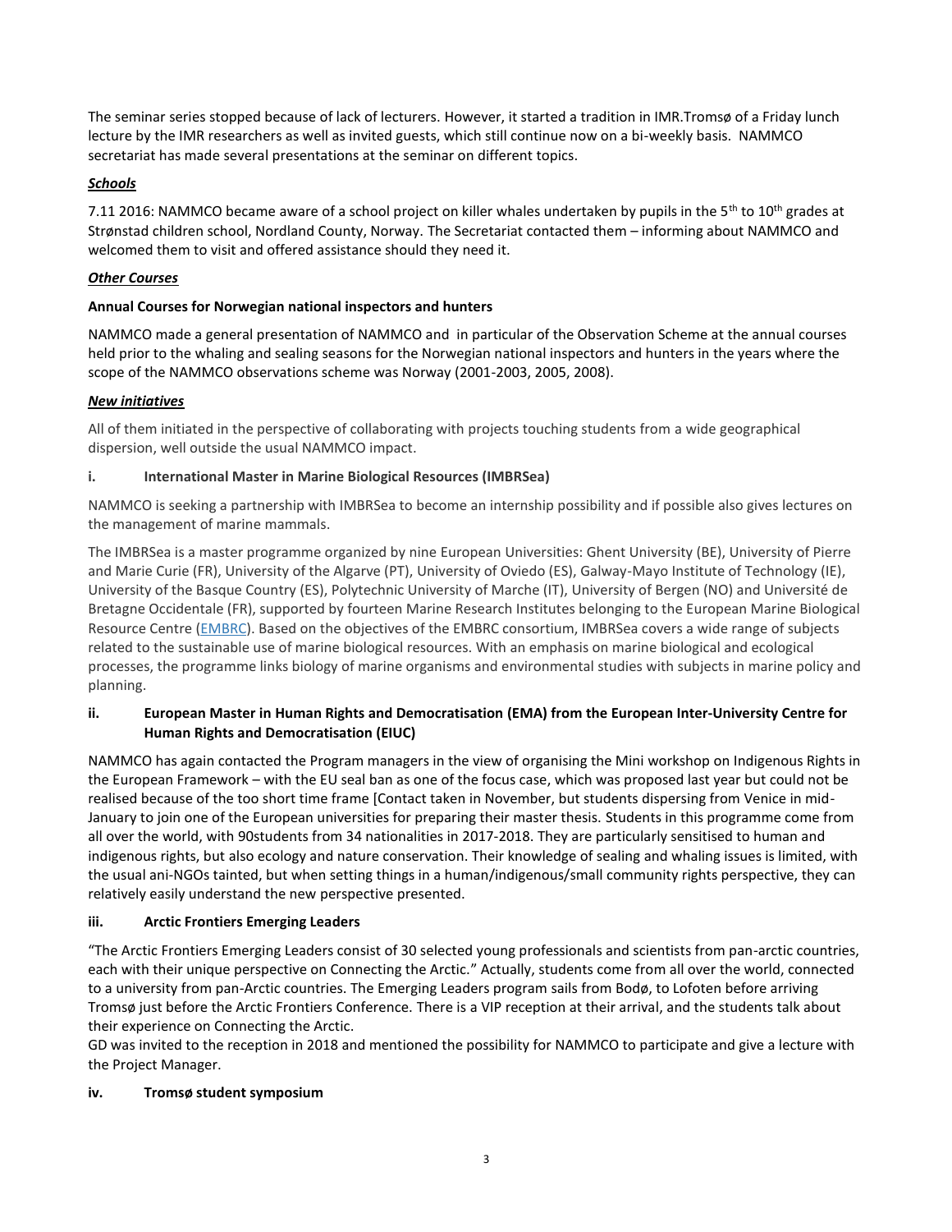The seminar series stopped because of lack of lecturers. However, it started a tradition in IMR.Tromsø of a Friday lunch lecture by the IMR researchers as well as invited guests, which still continue now on a bi-weekly basis. NAMMCO secretariat has made several presentations at the seminar on different topics.

***Schools***

7.11 2016: NAMMCO became aware of a school project on killer whales undertaken by pupils in the 5th to 10th grades at Strønstad children school, Nordland County, Norway. The Secretariat contacted them – informing about NAMMCO and welcomed them to visit and offered assistance should they need it.

***Other Courses***

**Annual Courses for Norwegian national inspectors and hunters**

NAMMCO made a general presentation of NAMMCO and in particular of the Observation Scheme at the annual courses held prior to the whaling and sealing seasons for the Norwegian national inspectors and hunters in the years where the scope of the NAMMCO observations scheme was Norway (2001-2003, 2005, 2008).

***New initiatives***

All of them initiated in the perspective of collaborating with projects touching students from a wide geographical dispersion, well outside the usual NAMMCO impact.

**i. International Master in Marine Biological Resources (IMBRSea)**

NAMMCO is seeking a partnership with IMBRSea to become an internship possibility and if possible also gives lectures on the management of marine mammals.

The IMBRSea is a master programme organized by nine European Universities: Ghent University (BE), University of Pierre and Marie Curie (FR), University of the Algarve (PT), University of Oviedo (ES), Galway-Mayo Institute of Technology (IE), University of the Basque Country (ES), Polytechnic University of Marche (IT), University of Bergen (NO) and Université de Bretagne Occidentale (FR), supported by fourteen Marine Research Institutes belonging to the European Marine Biological Resource Centre (EMBRC). Based on the objectives of the EMBRC consortium, IMBRSea covers a wide range of subjects related to the sustainable use of marine biological resources. With an emphasis on marine biological and ecological processes, the programme links biology of marine organisms and environmental studies with subjects in marine policy and planning.

**ii. European Master in Human Rights and Democratisation (EMA) from the European Inter-University Centre for Human Rights and Democratisation (EIUC)**

NAMMCO has again contacted the Program managers in the view of organising the Mini workshop on Indigenous Rights in the European Framework – with the EU seal ban as one of the focus case, which was proposed last year but could not be realised because of the too short time frame [Contact taken in November, but students dispersing from Venice in mid-January to join one of the European universities for preparing their master thesis. Students in this programme come from all over the world, with 90students from 34 nationalities in 2017-2018. They are particularly sensitised to human and indigenous rights, but also ecology and nature conservation. Their knowledge of sealing and whaling issues is limited, with the usual ani-NGOs tainted, but when setting things in a human/indigenous/small community rights perspective, they can relatively easily understand the new perspective presented.

**iii. Arctic Frontiers Emerging Leaders**

"The Arctic Frontiers Emerging Leaders consist of 30 selected young professionals and scientists from pan-arctic countries, each with their unique perspective on Connecting the Arctic." Actually, students come from all over the world, connected to a university from pan-Arctic countries. The Emerging Leaders program sails from Bodø, to Lofoten before arriving Tromsø just before the Arctic Frontiers Conference. There is a VIP reception at their arrival, and the students talk about their experience on Connecting the Arctic.

GD was invited to the reception in 2018 and mentioned the possibility for NAMMCO to participate and give a lecture with the Project Manager.

**iv. Tromsø student symposium**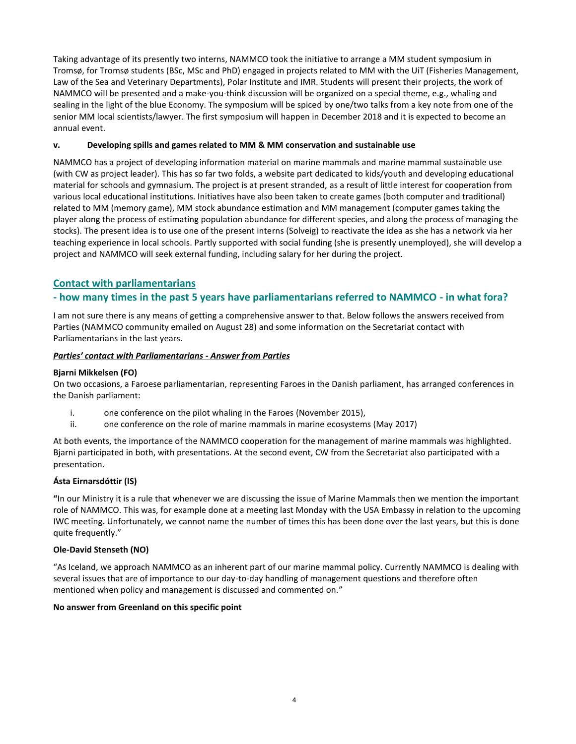Taking advantage of its presently two interns, NAMMCO took the initiative to arrange a MM student symposium in Tromsø, for Tromsø students (BSc, MSc and PhD) engaged in projects related to MM with the UiT (Fisheries Management, Law of the Sea and Veterinary Departments), Polar Institute and IMR. Students will present their projects, the work of NAMMCO will be presented and a make-you-think discussion will be organized on a special theme, e.g., whaling and sealing in the light of the blue Economy. The symposium will be spiced by one/two talks from a key note from one of the senior MM local scientists/lawyer. The first symposium will happen in December 2018 and it is expected to become an annual event.

#### v. Developing spills and games related to MM & MM conservation and sustainable use

NAMMCO has a project of developing information material on marine mammals and marine mammal sustainable use (with CW as project leader). This has so far two folds, a website part dedicated to kids/youth and developing educational material for schools and gymnasium. The project is at present stranded, as a result of little interest for cooperation from various local educational institutions. Initiatives have also been taken to create games (both computer and traditional) related to MM (memory game), MM stock abundance estimation and MM management (computer games taking the player along the process of estimating population abundance for different species, and along the process of managing the stocks). The present idea is to use one of the present interns (Solveig) to reactivate the idea as she has a network via her teaching experience in local schools. Partly supported with social funding (she is presently unemployed), she will develop a project and NAMMCO will seek external funding, including salary for her during the project.

## Contact with parliamentarians

## - how many times in the past 5 years have parliamentarians referred to NAMMCO - in what fora?

I am not sure there is any means of getting a comprehensive answer to that. Below follows the answers received from Parties (NAMMCO community emailed on August 28) and some information on the Secretariat contact with Parliamentarians in the last years.

***Parties' contact with Parliamentarians - Answer from Parties***

**Bjarni Mikkelsen (FO)**

On two occasions, a Faroese parliamentarian, representing Faroes in the Danish parliament, has arranged conferences in the Danish parliament:

i. one conference on the pilot whaling in the Faroes (November 2015),
ii. one conference on the role of marine mammals in marine ecosystems (May 2017)

At both events, the importance of the NAMMCO cooperation for the management of marine mammals was highlighted. Bjarni participated in both, with presentations. At the second event, CW from the Secretariat also participated with a presentation.

**Ásta Eirnarsdóttir (IS)**

**"**In our Ministry it is a rule that whenever we are discussing the issue of Marine Mammals then we mention the important role of NAMMCO. This was, for example done at a meeting last Monday with the USA Embassy in relation to the upcoming IWC meeting. Unfortunately, we cannot name the number of times this has been done over the last years, but this is done quite frequently."

**Ole-David Stenseth (NO)**

"As Iceland, we approach NAMMCO as an inherent part of our marine mammal policy. Currently NAMMCO is dealing with several issues that are of importance to our day-to-day handling of management questions and therefore often mentioned when policy and management is discussed and commented on."

**No answer from Greenland on this specific point**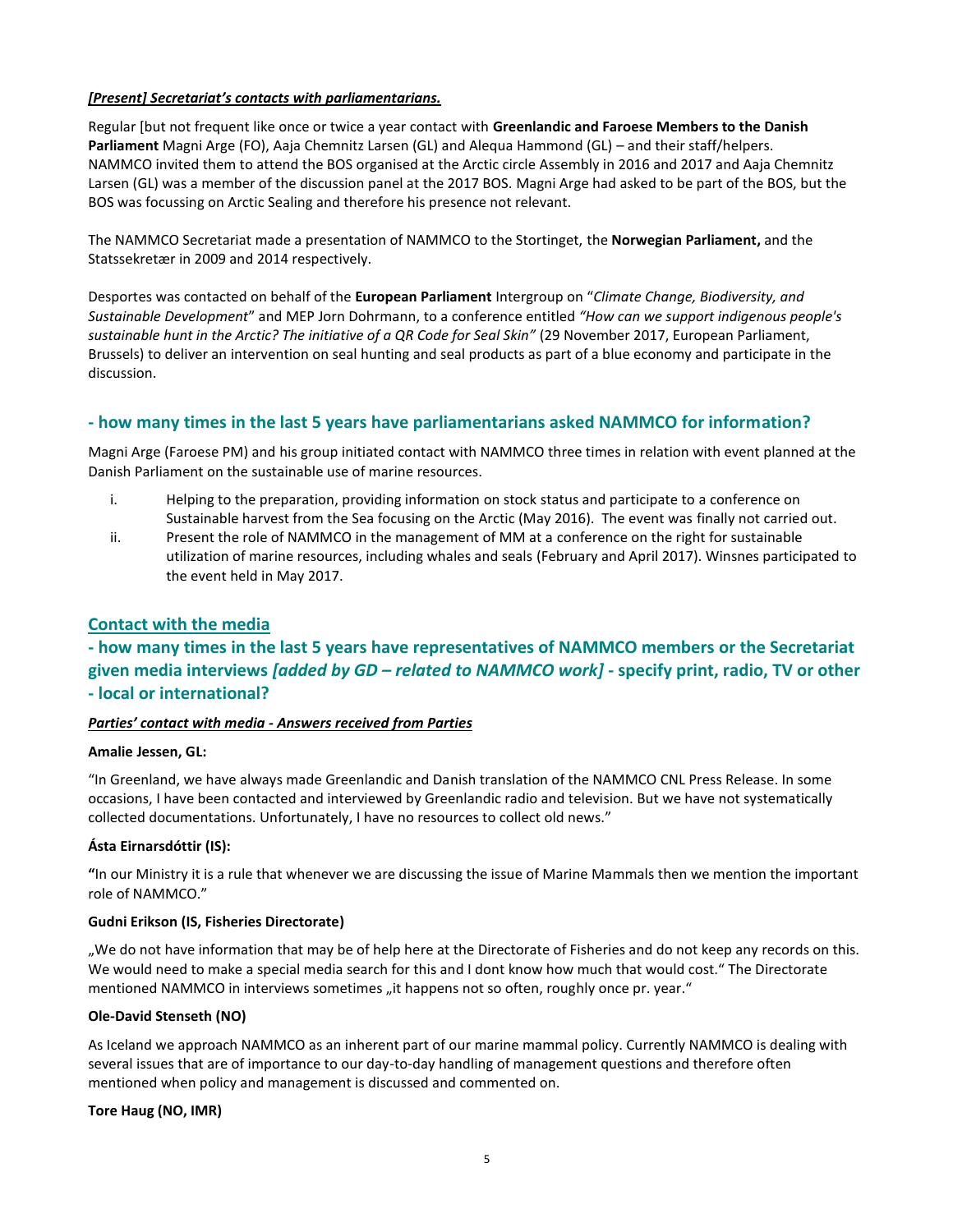***[Present] Secretariat's contacts with parliamentarians.***

Regular [but not frequent like once or twice a year contact with **Greenlandic and Faroese Members to the Danish Parliament** Magni Arge (FO), Aaja Chemnitz Larsen (GL) and Alequa Hammond (GL) – and their staff/helpers. NAMMCO invited them to attend the BOS organised at the Arctic circle Assembly in 2016 and 2017 and Aaja Chemnitz Larsen (GL) was a member of the discussion panel at the 2017 BOS. Magni Arge had asked to be part of the BOS, but the BOS was focussing on Arctic Sealing and therefore his presence not relevant.

The NAMMCO Secretariat made a presentation of NAMMCO to the Stortinget, the **Norwegian Parliament,** and the Statssekretær in 2009 and 2014 respectively.

Desportes was contacted on behalf of the **European Parliament** Intergroup on "*Climate Change, Biodiversity, and Sustainable Development*" and MEP Jorn Dohrmann, to a conference entitled *"How can we support indigenous people's sustainable hunt in the Arctic? The initiative of a QR Code for Seal Skin"* (29 November 2017, European Parliament, Brussels) to deliver an intervention on seal hunting and seal products as part of a blue economy and participate in the discussion.

## - how many times in the last 5 years have parliamentarians asked NAMMCO for information?

Magni Arge (Faroese PM) and his group initiated contact with NAMMCO three times in relation with event planned at the Danish Parliament on the sustainable use of marine resources.

i. Helping to the preparation, providing information on stock status and participate to a conference on Sustainable harvest from the Sea focusing on the Arctic (May 2016). The event was finally not carried out.
ii. Present the role of NAMMCO in the management of MM at a conference on the right for sustainable utilization of marine resources, including whales and seals (February and April 2017). Winsnes participated to the event held in May 2017.

## Contact with the media

## - how many times in the last 5 years have representatives of NAMMCO members or the Secretariat given media interviews *[added by GD – related to NAMMCO work]* - specify print, radio, TV or other - local or international?

***Parties' contact with media - Answers received from Parties***

**Amalie Jessen, GL:**

"In Greenland, we have always made Greenlandic and Danish translation of the NAMMCO CNL Press Release. In some occasions, I have been contacted and interviewed by Greenlandic radio and television. But we have not systematically collected documentations. Unfortunately, I have no resources to collect old news."

**Ásta Eirnarsdóttir (IS):**

**"**In our Ministry it is a rule that whenever we are discussing the issue of Marine Mammals then we mention the important role of NAMMCO."

**Gudni Erikson (IS, Fisheries Directorate)**

„We do not have information that may be of help here at the Directorate of Fisheries and do not keep any records on this. We would need to make a special media search for this and I dont know how much that would cost." The Directorate mentioned NAMMCO in interviews sometimes „it happens not so often, roughly once pr. year."

**Ole-David Stenseth (NO)**

As Iceland we approach NAMMCO as an inherent part of our marine mammal policy. Currently NAMMCO is dealing with several issues that are of importance to our day-to-day handling of management questions and therefore often mentioned when policy and management is discussed and commented on.

**Tore Haug (NO, IMR)**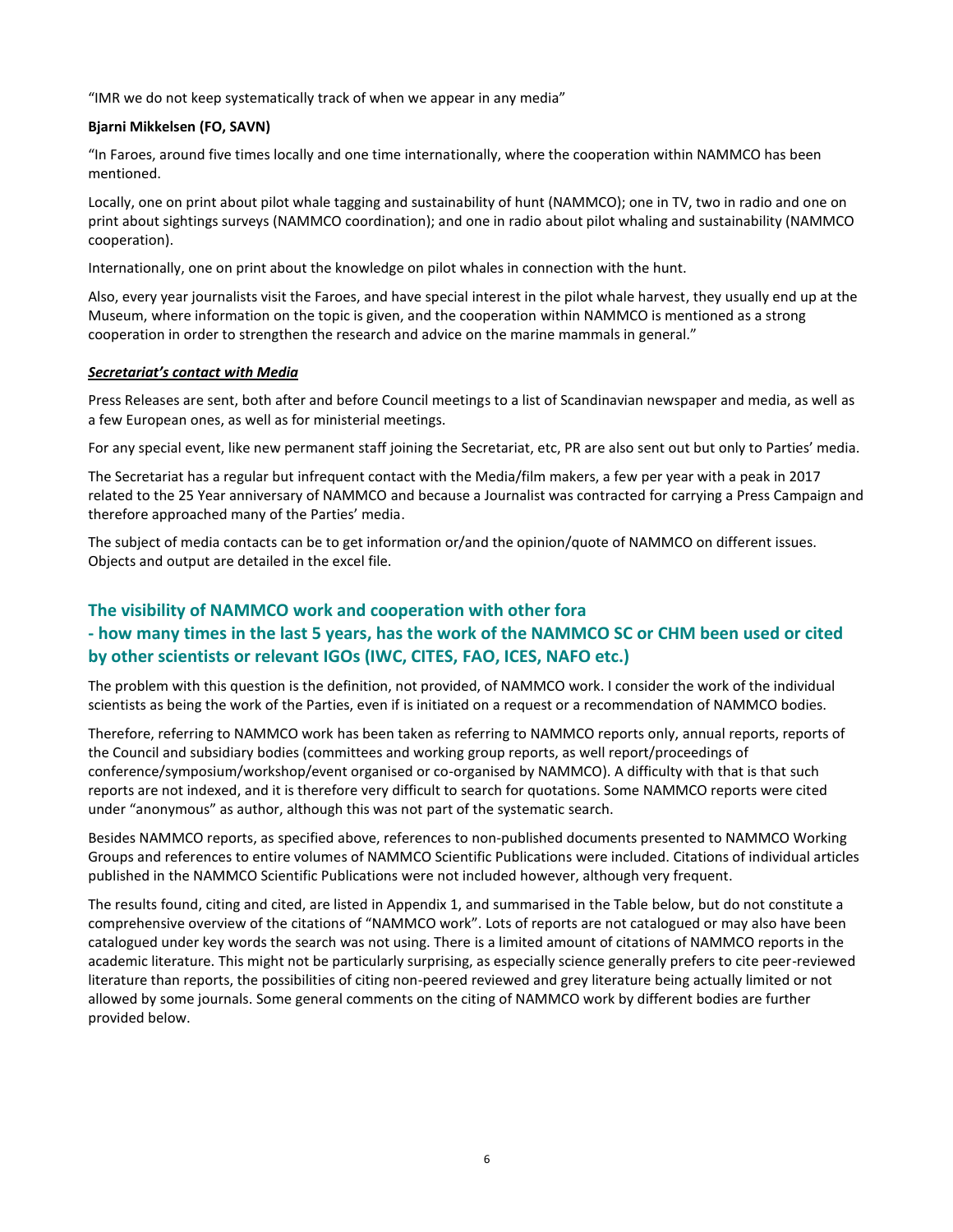"IMR we do not keep systematically track of when we appear in any media"

**Bjarni Mikkelsen (FO, SAVN)**

"In Faroes, around five times locally and one time internationally, where the cooperation within NAMMCO has been mentioned.

Locally, one on print about pilot whale tagging and sustainability of hunt (NAMMCO); one in TV, two in radio and one on print about sightings surveys (NAMMCO coordination); and one in radio about pilot whaling and sustainability (NAMMCO cooperation).

Internationally, one on print about the knowledge on pilot whales in connection with the hunt.

Also, every year journalists visit the Faroes, and have special interest in the pilot whale harvest, they usually end up at the Museum, where information on the topic is given, and the cooperation within NAMMCO is mentioned as a strong cooperation in order to strengthen the research and advice on the marine mammals in general."

***Secretariat's contact with Media***

Press Releases are sent, both after and before Council meetings to a list of Scandinavian newspaper and media, as well as a few European ones, as well as for ministerial meetings.

For any special event, like new permanent staff joining the Secretariat, etc, PR are also sent out but only to Parties' media.

The Secretariat has a regular but infrequent contact with the Media/film makers, a few per year with a peak in 2017 related to the 25 Year anniversary of NAMMCO and because a Journalist was contracted for carrying a Press Campaign and therefore approached many of the Parties' media.

The subject of media contacts can be to get information or/and the opinion/quote of NAMMCO on different issues. Objects and output are detailed in the excel file.

## The visibility of NAMMCO work and cooperation with other fora - how many times in the last 5 years, has the work of the NAMMCO SC or CHM been used or cited by other scientists or relevant IGOs (IWC, CITES, FAO, ICES, NAFO etc.)

The problem with this question is the definition, not provided, of NAMMCO work. I consider the work of the individual scientists as being the work of the Parties, even if is initiated on a request or a recommendation of NAMMCO bodies.

Therefore, referring to NAMMCO work has been taken as referring to NAMMCO reports only, annual reports, reports of the Council and subsidiary bodies (committees and working group reports, as well report/proceedings of conference/symposium/workshop/event organised or co-organised by NAMMCO). A difficulty with that is that such reports are not indexed, and it is therefore very difficult to search for quotations. Some NAMMCO reports were cited under "anonymous" as author, although this was not part of the systematic search.

Besides NAMMCO reports, as specified above, references to non-published documents presented to NAMMCO Working Groups and references to entire volumes of NAMMCO Scientific Publications were included. Citations of individual articles published in the NAMMCO Scientific Publications were not included however, although very frequent.

The results found, citing and cited, are listed in Appendix 1, and summarised in the Table below, but do not constitute a comprehensive overview of the citations of "NAMMCO work". Lots of reports are not catalogued or may also have been catalogued under key words the search was not using. There is a limited amount of citations of NAMMCO reports in the academic literature. This might not be particularly surprising, as especially science generally prefers to cite peer-reviewed literature than reports, the possibilities of citing non-peered reviewed and grey literature being actually limited or not allowed by some journals. Some general comments on the citing of NAMMCO work by different bodies are further provided below.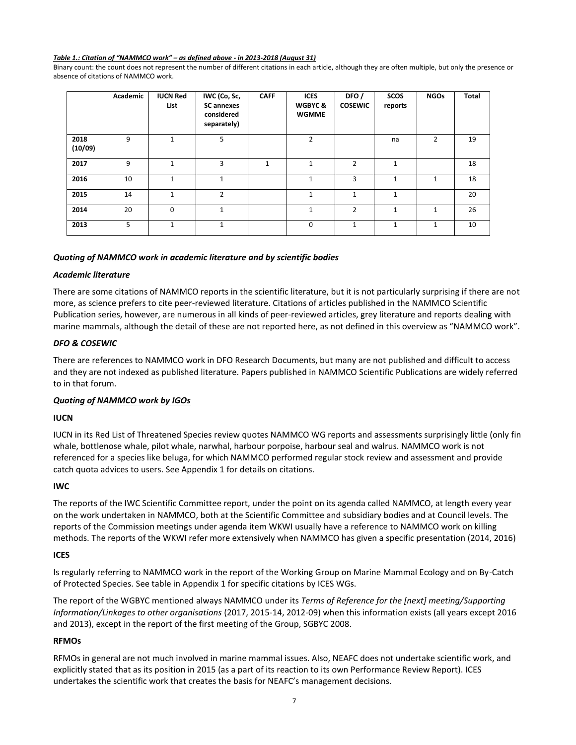***Table 1.: Citation of "NAMMCO work" – as defined above - in 2013-2018 (August 31)***

Binary count: the count does not represent the number of different citations in each article, although they are often multiple, but only the presence or absence of citations of NAMMCO work.

| | Academic | IUCN Red List | IWC (Co, Sc, SC annexes considered separately) | CAFF | ICES WGBYC & WGMME | DFO / COSEWIC | SCOS reports | NGOs | Total |
|---|---|---|---|---|---|---|---|---|---|
| **2018 (10/09)** | 9 | 1 | 5 | | 2 | | na | 2 | 19 |
| **2017** | 9 | 1 | 3 | 1 | 1 | 2 | 1 | | 18 |
| **2016** | 10 | 1 | 1 | | 1 | 3 | 1 | 1 | 18 |
| **2015** | 14 | 1 | 2 | | 1 | 1 | 1 | | 20 |
| **2014** | 20 | 0 | 1 | | 1 | 2 | 1 | 1 | 26 |
| **2013** | 5 | 1 | 1 | | 0 | 1 | 1 | 1 | 10 |

***Quoting of NAMMCO work in academic literature and by scientific bodies***

***Academic literature***

There are some citations of NAMMCO reports in the scientific literature, but it is not particularly surprising if there are not more, as science prefers to cite peer-reviewed literature. Citations of articles published in the NAMMCO Scientific Publication series, however, are numerous in all kinds of peer-reviewed articles, grey literature and reports dealing with marine mammals, although the detail of these are not reported here, as not defined in this overview as "NAMMCO work".

***DFO & COSEWIC***

There are references to NAMMCO work in DFO Research Documents, but many are not published and difficult to access and they are not indexed as published literature. Papers published in NAMMCO Scientific Publications are widely referred to in that forum.

***Quoting of NAMMCO work by IGOs***

**IUCN**

IUCN in its Red List of Threatened Species review quotes NAMMCO WG reports and assessments surprisingly little (only fin whale, bottlenose whale, pilot whale, narwhal, harbour porpoise, harbour seal and walrus. NAMMCO work is not referenced for a species like beluga, for which NAMMCO performed regular stock review and assessment and provide catch quota advices to users. See Appendix 1 for details on citations.

**IWC**

The reports of the IWC Scientific Committee report, under the point on its agenda called NAMMCO, at length every year on the work undertaken in NAMMCO, both at the Scientific Committee and subsidiary bodies and at Council levels. The reports of the Commission meetings under agenda item WKWI usually have a reference to NAMMCO work on killing methods. The reports of the WKWI refer more extensively when NAMMCO has given a specific presentation (2014, 2016)

**ICES**

Is regularly referring to NAMMCO work in the report of the Working Group on Marine Mammal Ecology and on By-Catch of Protected Species. See table in Appendix 1 for specific citations by ICES WGs.

The report of the WGBYC mentioned always NAMMCO under its *Terms of Reference for the [next] meeting/Supporting Information/Linkages to other organisations* (2017, 2015-14, 2012-09) when this information exists (all years except 2016 and 2013), except in the report of the first meeting of the Group, SGBYC 2008.

**RFMOs**

RFMOs in general are not much involved in marine mammal issues. Also, NEAFC does not undertake scientific work, and explicitly stated that as its position in 2015 (as a part of its reaction to its own Performance Review Report). ICES undertakes the scientific work that creates the basis for NEAFC's management decisions.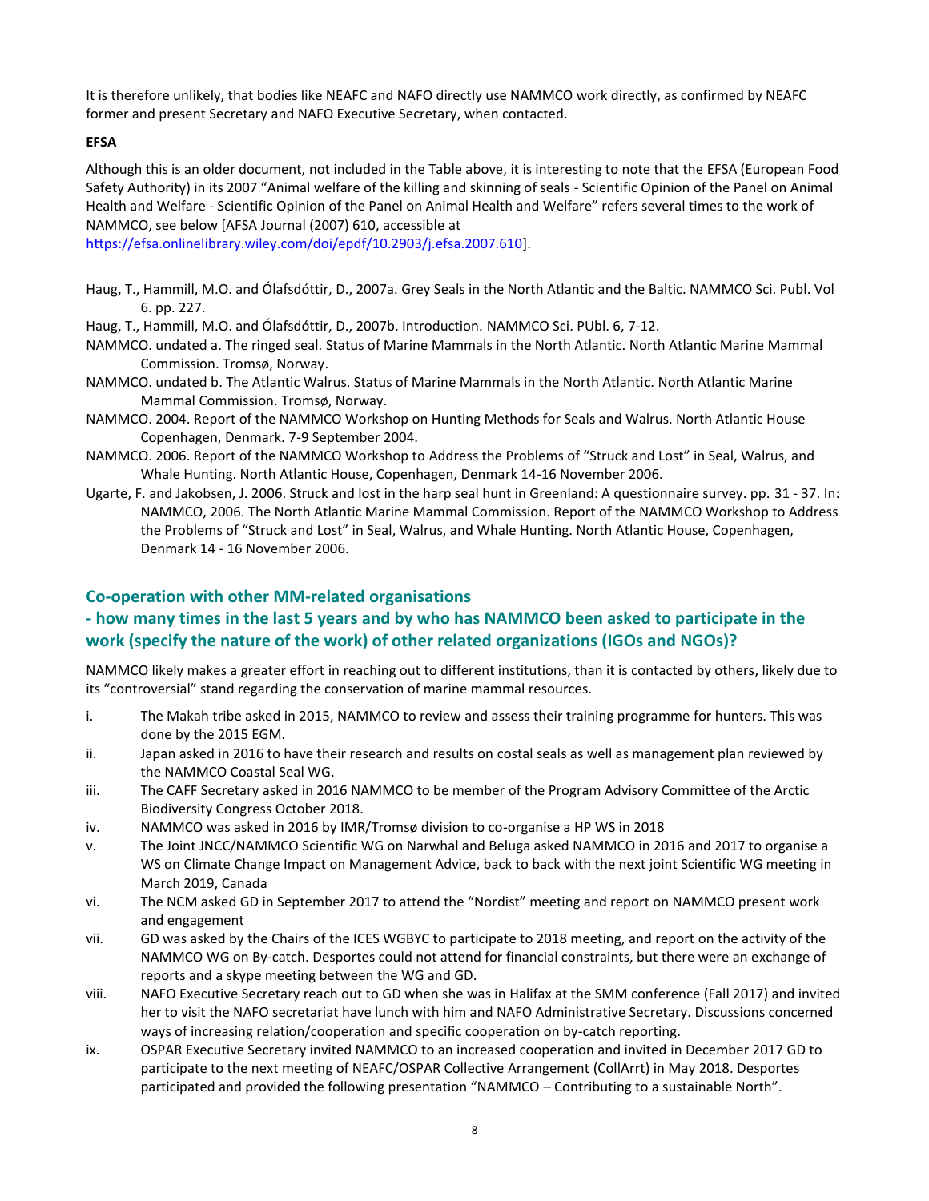It is therefore unlikely, that bodies like NEAFC and NAFO directly use NAMMCO work directly, as confirmed by NEAFC former and present Secretary and NAFO Executive Secretary, when contacted.

**EFSA**

Although this is an older document, not included in the Table above, it is interesting to note that the EFSA (European Food Safety Authority) in its 2007 "Animal welfare of the killing and skinning of seals - Scientific Opinion of the Panel on Animal Health and Welfare - Scientific Opinion of the Panel on Animal Health and Welfare" refers several times to the work of NAMMCO, see below [AFSA Journal (2007) 610, accessible at https://efsa.onlinelibrary.wiley.com/doi/epdf/10.2903/j.efsa.2007.610].

Haug, T., Hammill, M.O. and Ólafsdóttir, D., 2007a. Grey Seals in the North Atlantic and the Baltic. NAMMCO Sci. Publ. Vol 6. pp. 227.

Haug, T., Hammill, M.O. and Ólafsdóttir, D., 2007b. Introduction. NAMMCO Sci. PUbl. 6, 7-12.

NAMMCO. undated a. The ringed seal. Status of Marine Mammals in the North Atlantic. North Atlantic Marine Mammal Commission. Tromsø, Norway.

NAMMCO. undated b. The Atlantic Walrus. Status of Marine Mammals in the North Atlantic. North Atlantic Marine Mammal Commission. Tromsø, Norway.

NAMMCO. 2004. Report of the NAMMCO Workshop on Hunting Methods for Seals and Walrus. North Atlantic House Copenhagen, Denmark. 7-9 September 2004.

NAMMCO. 2006. Report of the NAMMCO Workshop to Address the Problems of "Struck and Lost" in Seal, Walrus, and Whale Hunting. North Atlantic House, Copenhagen, Denmark 14-16 November 2006.

Ugarte, F. and Jakobsen, J. 2006. Struck and lost in the harp seal hunt in Greenland: A questionnaire survey. pp. 31 - 37. In: NAMMCO, 2006. The North Atlantic Marine Mammal Commission. Report of the NAMMCO Workshop to Address the Problems of "Struck and Lost" in Seal, Walrus, and Whale Hunting. North Atlantic House, Copenhagen, Denmark 14 - 16 November 2006.

## Co-operation with other MM-related organisations

## - how many times in the last 5 years and by who has NAMMCO been asked to participate in the work (specify the nature of the work) of other related organizations (IGOs and NGOs)?

NAMMCO likely makes a greater effort in reaching out to different institutions, than it is contacted by others, likely due to its "controversial" stand regarding the conservation of marine mammal resources.

i. The Makah tribe asked in 2015, NAMMCO to review and assess their training programme for hunters. This was done by the 2015 EGM.

ii. Japan asked in 2016 to have their research and results on costal seals as well as management plan reviewed by the NAMMCO Coastal Seal WG.

iii. The CAFF Secretary asked in 2016 NAMMCO to be member of the Program Advisory Committee of the Arctic Biodiversity Congress October 2018.

iv. NAMMCO was asked in 2016 by IMR/Tromsø division to co-organise a HP WS in 2018

v. The Joint JNCC/NAMMCO Scientific WG on Narwhal and Beluga asked NAMMCO in 2016 and 2017 to organise a WS on Climate Change Impact on Management Advice, back to back with the next joint Scientific WG meeting in March 2019, Canada

vi. The NCM asked GD in September 2017 to attend the "Nordist" meeting and report on NAMMCO present work and engagement

vii. GD was asked by the Chairs of the ICES WGBYC to participate to 2018 meeting, and report on the activity of the NAMMCO WG on By-catch. Desportes could not attend for financial constraints, but there were an exchange of reports and a skype meeting between the WG and GD.

viii. NAFO Executive Secretary reach out to GD when she was in Halifax at the SMM conference (Fall 2017) and invited her to visit the NAFO secretariat have lunch with him and NAFO Administrative Secretary. Discussions concerned ways of increasing relation/cooperation and specific cooperation on by-catch reporting.

ix. OSPAR Executive Secretary invited NAMMCO to an increased cooperation and invited in December 2017 GD to participate to the next meeting of NEAFC/OSPAR Collective Arrangement (CollArrt) in May 2018. Desportes participated and provided the following presentation "NAMMCO – Contributing to a sustainable North".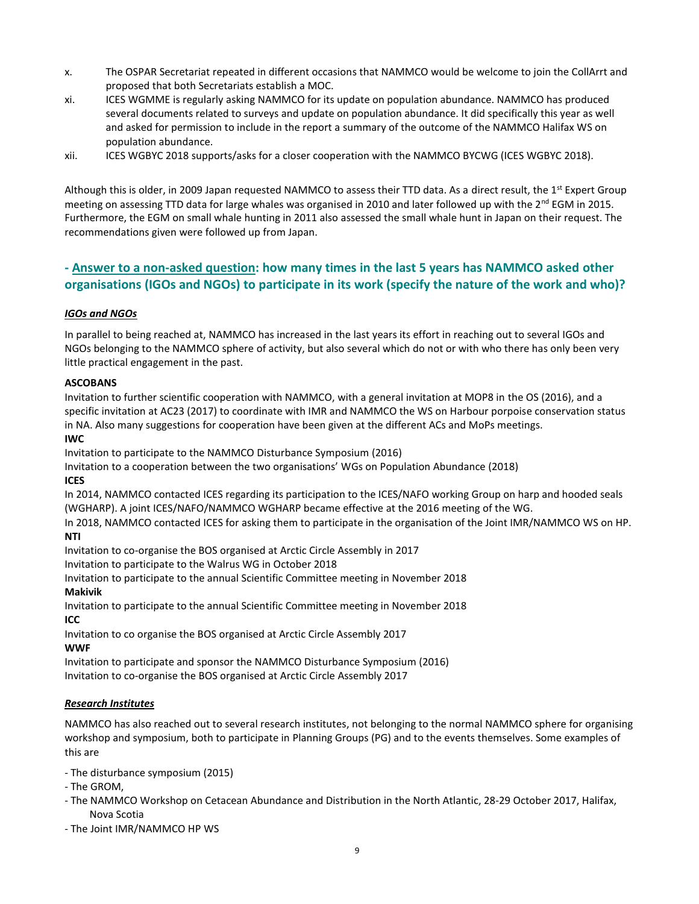x. The OSPAR Secretariat repeated in different occasions that NAMMCO would be welcome to join the CollArrt and proposed that both Secretariats establish a MOC.

xi. ICES WGMME is regularly asking NAMMCO for its update on population abundance. NAMMCO has produced several documents related to surveys and update on population abundance. It did specifically this year as well and asked for permission to include in the report a summary of the outcome of the NAMMCO Halifax WS on population abundance.

xii. ICES WGBYC 2018 supports/asks for a closer cooperation with the NAMMCO BYCWG (ICES WGBYC 2018).

Although this is older, in 2009 Japan requested NAMMCO to assess their TTD data. As a direct result, the 1st Expert Group meeting on assessing TTD data for large whales was organised in 2010 and later followed up with the 2nd EGM in 2015. Furthermore, the EGM on small whale hunting in 2011 also assessed the small whale hunt in Japan on their request. The recommendations given were followed up from Japan.

## - <u>Answer to a non-asked question</u>: how many times in the last 5 years has NAMMCO asked other organisations (IGOs and NGOs) to participate in its work (specify the nature of the work and who)?

### <u>*IGOs and NGOs*</u>

In parallel to being reached at, NAMMCO has increased in the last years its effort in reaching out to several IGOs and NGOs belonging to the NAMMCO sphere of activity, but also several which do not or with who there has only been very little practical engagement in the past.

**ASCOBANS**

Invitation to further scientific cooperation with NAMMCO, with a general invitation at MOP8 in the OS (2016), and a specific invitation at AC23 (2017) to coordinate with IMR and NAMMCO the WS on Harbour porpoise conservation status in NA. Also many suggestions for cooperation have been given at the different ACs and MoPs meetings.

**IWC**

Invitation to participate to the NAMMCO Disturbance Symposium (2016)

Invitation to a cooperation between the two organisations' WGs on Population Abundance (2018)

**ICES**

In 2014, NAMMCO contacted ICES regarding its participation to the ICES/NAFO working Group on harp and hooded seals (WGHARP). A joint ICES/NAFO/NAMMCO WGHARP became effective at the 2016 meeting of the WG.

In 2018, NAMMCO contacted ICES for asking them to participate in the organisation of the Joint IMR/NAMMCO WS on HP.

**NTI**

Invitation to co-organise the BOS organised at Arctic Circle Assembly in 2017

Invitation to participate to the Walrus WG in October 2018

Invitation to participate to the annual Scientific Committee meeting in November 2018

**Makivik**

Invitation to participate to the annual Scientific Committee meeting in November 2018

**ICC**

Invitation to co organise the BOS organised at Arctic Circle Assembly 2017

**WWF**

Invitation to participate and sponsor the NAMMCO Disturbance Symposium (2016)

Invitation to co-organise the BOS organised at Arctic Circle Assembly 2017

### <u>*Research Institutes*</u>

NAMMCO has also reached out to several research institutes, not belonging to the normal NAMMCO sphere for organising workshop and symposium, both to participate in Planning Groups (PG) and to the events themselves. Some examples of this are

- The disturbance symposium (2015)
- The GROM,
- The NAMMCO Workshop on Cetacean Abundance and Distribution in the North Atlantic, 28-29 October 2017, Halifax, Nova Scotia
- The Joint IMR/NAMMCO HP WS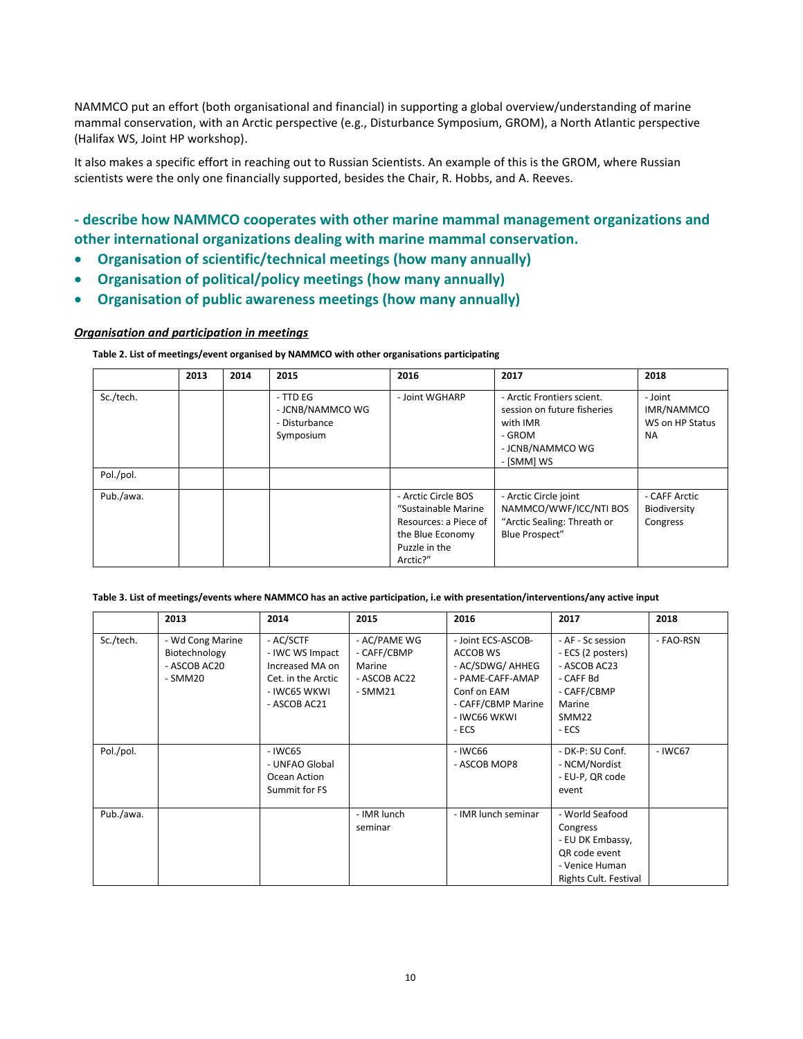NAMMCO put an effort (both organisational and financial) in supporting a global overview/understanding of marine mammal conservation, with an Arctic perspective (e.g., Disturbance Symposium, GROM), a North Atlantic perspective (Halifax WS, Joint HP workshop).

It also makes a specific effort in reaching out to Russian Scientists. An example of this is the GROM, where Russian scientists were the only one financially supported, besides the Chair, R. Hobbs, and A. Reeves.

### - describe how NAMMCO cooperates with other marine mammal management organizations and other international organizations dealing with marine mammal conservation.

- **Organisation of scientific/technical meetings (how many annually)**
- **Organisation of political/policy meetings (how many annually)**
- **Organisation of public awareness meetings (how many annually)**

***Organisation and participation in meetings***

**Table 2. List of meetings/event organised by NAMMCO with other organisations participating**

| | 2013 | 2014 | 2015 | 2016 | 2017 | 2018 |
|---|---|---|---|---|---|---|
| Sc./tech. | | | - TTD EG<br>- JCNB/NAMMCO WG<br>- Disturbance Symposium | - Joint WGHARP | - Arctic Frontiers scient. session on future fisheries with IMR<br>- GROM<br>- JCNB/NAMMCO WG<br>- [SMM] WS | - Joint IMR/NAMMCO WS on HP Status NA |
| Pol./pol. | | | | | | |
| Pub./awa. | | | | - Arctic Circle BOS “Sustainable Marine Resources: a Piece of the Blue Economy Puzzle in the Arctic?” | - Arctic Circle joint NAMMCO/WWF/ICC/NTI BOS “Arctic Sealing: Threath or Blue Prospect” | - CAFF Arctic Biodiversity Congress |

**Table 3. List of meetings/events where NAMMCO has an active participation, i.e with presentation/interventions/any active input**

| | 2013 | 2014 | 2015 | 2016 | 2017 | 2018 |
|---|---|---|---|---|---|---|
| Sc./tech. | - Wd Cong Marine Biotechnology<br>- ASCOB AC20<br>- SMM20 | - AC/SCTF<br>- IWC WS Impact Increased MA on Cet. in the Arctic<br>- IWC65 WKWI<br>- ASCOB AC21 | - AC/PAME WG<br>- CAFF/CBMP Marine<br>- ASCOB AC22<br>- SMM21 | - Joint ECS-ASCOB-ACCOB WS<br>- AC/SDWG/ AHHEG<br>- PAME-CAFF-AMAP Conf on EAM<br>- CAFF/CBMP Marine<br>- IWC66 WKWI<br>- ECS | - AF - Sc session<br>- ECS (2 posters)<br>- ASCOB AC23<br>- CAFF Bd<br>- CAFF/CBMP Marine SMM22<br>- ECS | - FAO-RSN |
| Pol./pol. | | - IWC65<br>- UNFAO Global Ocean Action Summit for FS | | - IWC66<br>- ASCOB MOP8 | - DK-P: SU Conf.<br>- NCM/Nordist<br>- EU-P, QR code event | - IWC67 |
| Pub./awa. | | | - IMR lunch seminar | - IMR lunch seminar | - World Seafood Congress<br>- EU DK Embassy, QR code event<br>- Venice Human Rights Cult. Festival | |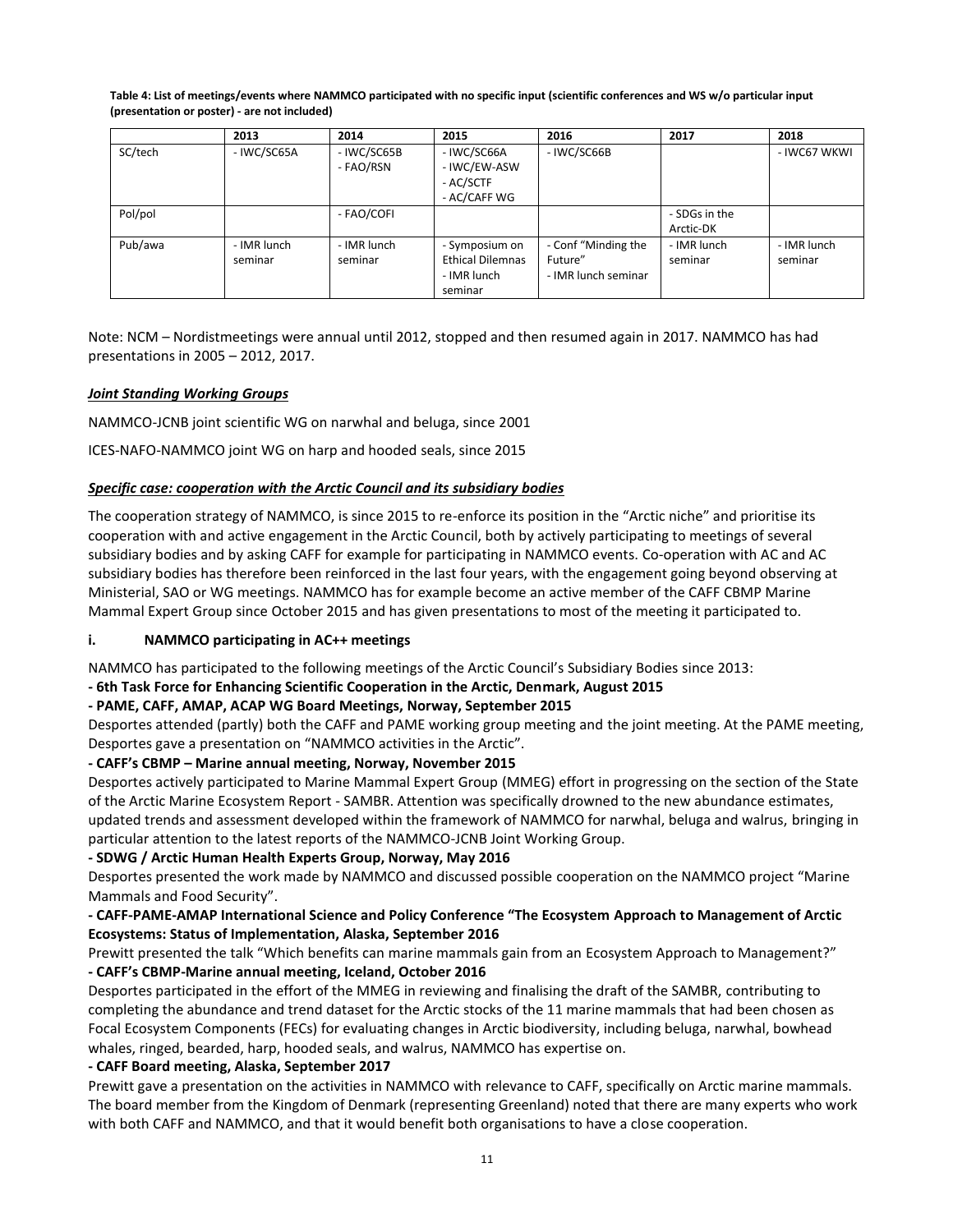**Table 4: List of meetings/events where NAMMCO participated with no specific input (scientific conferences and WS w/o particular input (presentation or poster) - are not included)**

| | 2013 | 2014 | 2015 | 2016 | 2017 | 2018 |
|---|---|---|---|---|---|---|
| SC/tech | - IWC/SC65A | - IWC/SC65B<br>- FAO/RSN | - IWC/SC66A<br>- IWC/EW-ASW<br>- AC/SCTF<br>- AC/CAFF WG | - IWC/SC66B | | - IWC67 WKWI |
| Pol/pol | | - FAO/COFI | | | - SDGs in the Arctic-DK | |
| Pub/awa | - IMR lunch seminar | - IMR lunch seminar | - Symposium on Ethical Dilemnas<br>- IMR lunch seminar | - Conf "Minding the Future"<br>- IMR lunch seminar | - IMR lunch seminar | - IMR lunch seminar |

Note: NCM – Nordistmeetings were annual until 2012, stopped and then resumed again in 2017. NAMMCO has had presentations in 2005 – 2012, 2017.

***Joint Standing Working Groups***

NAMMCO-JCNB joint scientific WG on narwhal and beluga, since 2001

ICES-NAFO-NAMMCO joint WG on harp and hooded seals, since 2015

***Specific case: cooperation with the Arctic Council and its subsidiary bodies***

The cooperation strategy of NAMMCO, is since 2015 to re-enforce its position in the "Arctic niche" and prioritise its cooperation with and active engagement in the Arctic Council, both by actively participating to meetings of several subsidiary bodies and by asking CAFF for example for participating in NAMMCO events. Co-operation with AC and AC subsidiary bodies has therefore been reinforced in the last four years, with the engagement going beyond observing at Ministerial, SAO or WG meetings. NAMMCO has for example become an active member of the CAFF CBMP Marine Mammal Expert Group since October 2015 and has given presentations to most of the meeting it participated to.

**i. NAMMCO participating in AC++ meetings**

NAMMCO has participated to the following meetings of the Arctic Council's Subsidiary Bodies since 2013:

**- 6th Task Force for Enhancing Scientific Cooperation in the Arctic, Denmark, August 2015**

**- PAME, CAFF, AMAP, ACAP WG Board Meetings, Norway, September 2015**

Desportes attended (partly) both the CAFF and PAME working group meeting and the joint meeting. At the PAME meeting, Desportes gave a presentation on "NAMMCO activities in the Arctic".

**- CAFF's CBMP – Marine annual meeting, Norway, November 2015**

Desportes actively participated to Marine Mammal Expert Group (MMEG) effort in progressing on the section of the State of the Arctic Marine Ecosystem Report - SAMBR. Attention was specifically drowned to the new abundance estimates, updated trends and assessment developed within the framework of NAMMCO for narwhal, beluga and walrus, bringing in particular attention to the latest reports of the NAMMCO-JCNB Joint Working Group.

**- SDWG / Arctic Human Health Experts Group, Norway, May 2016**

Desportes presented the work made by NAMMCO and discussed possible cooperation on the NAMMCO project "Marine Mammals and Food Security".

**- CAFF-PAME-AMAP International Science and Policy Conference "The Ecosystem Approach to Management of Arctic Ecosystems: Status of Implementation, Alaska, September 2016**

Prewitt presented the talk "Which benefits can marine mammals gain from an Ecosystem Approach to Management?"

**- CAFF's CBMP-Marine annual meeting, Iceland, October 2016**

Desportes participated in the effort of the MMEG in reviewing and finalising the draft of the SAMBR, contributing to completing the abundance and trend dataset for the Arctic stocks of the 11 marine mammals that had been chosen as Focal Ecosystem Components (FECs) for evaluating changes in Arctic biodiversity, including beluga, narwhal, bowhead whales, ringed, bearded, harp, hooded seals, and walrus, NAMMCO has expertise on.

**- CAFF Board meeting, Alaska, September 2017**

Prewitt gave a presentation on the activities in NAMMCO with relevance to CAFF, specifically on Arctic marine mammals. The board member from the Kingdom of Denmark (representing Greenland) noted that there are many experts who work with both CAFF and NAMMCO, and that it would benefit both organisations to have a close cooperation.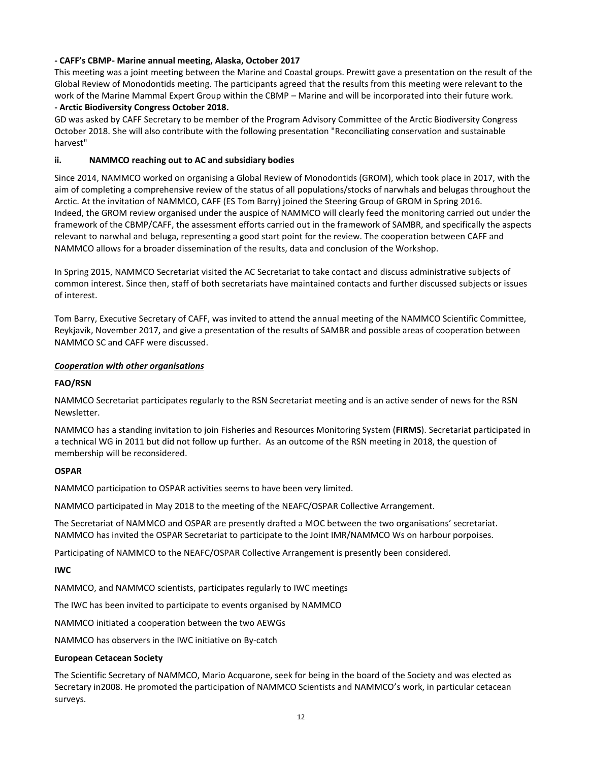**- CAFF's CBMP- Marine annual meeting, Alaska, October 2017**

This meeting was a joint meeting between the Marine and Coastal groups. Prewitt gave a presentation on the result of the Global Review of Monodontids meeting. The participants agreed that the results from this meeting were relevant to the work of the Marine Mammal Expert Group within the CBMP – Marine and will be incorporated into their future work.

**- Arctic Biodiversity Congress October 2018.**

GD was asked by CAFF Secretary to be member of the Program Advisory Committee of the Arctic Biodiversity Congress October 2018. She will also contribute with the following presentation "Reconciliating conservation and sustainable harvest"

### ii. NAMMCO reaching out to AC and subsidiary bodies

Since 2014, NAMMCO worked on organising a Global Review of Monodontids (GROM), which took place in 2017, with the aim of completing a comprehensive review of the status of all populations/stocks of narwhals and belugas throughout the Arctic. At the invitation of NAMMCO, CAFF (ES Tom Barry) joined the Steering Group of GROM in Spring 2016. Indeed, the GROM review organised under the auspice of NAMMCO will clearly feed the monitoring carried out under the framework of the CBMP/CAFF, the assessment efforts carried out in the framework of SAMBR, and specifically the aspects relevant to narwhal and beluga, representing a good start point for the review. The cooperation between CAFF and NAMMCO allows for a broader dissemination of the results, data and conclusion of the Workshop.

In Spring 2015, NAMMCO Secretariat visited the AC Secretariat to take contact and discuss administrative subjects of common interest. Since then, staff of both secretariats have maintained contacts and further discussed subjects or issues of interest.

Tom Barry, Executive Secretary of CAFF, was invited to attend the annual meeting of the NAMMCO Scientific Committee, Reykjavík, November 2017, and give a presentation of the results of SAMBR and possible areas of cooperation between NAMMCO SC and CAFF were discussed.

***Cooperation with other organisations***

**FAO/RSN**

NAMMCO Secretariat participates regularly to the RSN Secretariat meeting and is an active sender of news for the RSN Newsletter.

NAMMCO has a standing invitation to join Fisheries and Resources Monitoring System (**FIRMS**). Secretariat participated in a technical WG in 2011 but did not follow up further. As an outcome of the RSN meeting in 2018, the question of membership will be reconsidered.

**OSPAR**

NAMMCO participation to OSPAR activities seems to have been very limited.

NAMMCO participated in May 2018 to the meeting of the NEAFC/OSPAR Collective Arrangement.

The Secretariat of NAMMCO and OSPAR are presently drafted a MOC between the two organisations' secretariat. NAMMCO has invited the OSPAR Secretariat to participate to the Joint IMR/NAMMCO Ws on harbour porpoises.

Participating of NAMMCO to the NEAFC/OSPAR Collective Arrangement is presently been considered.

**IWC**

NAMMCO, and NAMMCO scientists, participates regularly to IWC meetings

The IWC has been invited to participate to events organised by NAMMCO

NAMMCO initiated a cooperation between the two AEWGs

NAMMCO has observers in the IWC initiative on By-catch

**European Cetacean Society**

The Scientific Secretary of NAMMCO, Mario Acquarone, seek for being in the board of the Society and was elected as Secretary in2008. He promoted the participation of NAMMCO Scientists and NAMMCO's work, in particular cetacean surveys.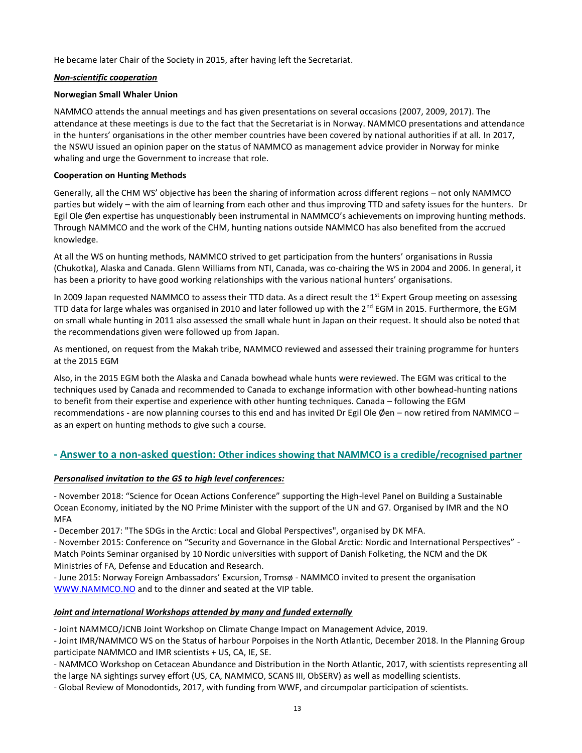He became later Chair of the Society in 2015, after having left the Secretariat.

***Non-scientific cooperation***

**Norwegian Small Whaler Union**

NAMMCO attends the annual meetings and has given presentations on several occasions (2007, 2009, 2017). The attendance at these meetings is due to the fact that the Secretariat is in Norway. NAMMCO presentations and attendance in the hunters' organisations in the other member countries have been covered by national authorities if at all. In 2017, the NSWU issued an opinion paper on the status of NAMMCO as management advice provider in Norway for minke whaling and urge the Government to increase that role.

**Cooperation on Hunting Methods**

Generally, all the CHM WS' objective has been the sharing of information across different regions – not only NAMMCO parties but widely – with the aim of learning from each other and thus improving TTD and safety issues for the hunters. Dr Egil Ole Øen expertise has unquestionably been instrumental in NAMMCO's achievements on improving hunting methods. Through NAMMCO and the work of the CHM, hunting nations outside NAMMCO has also benefited from the accrued knowledge.

At all the WS on hunting methods, NAMMCO strived to get participation from the hunters' organisations in Russia (Chukotka), Alaska and Canada. Glenn Williams from NTI, Canada, was co-chairing the WS in 2004 and 2006. In general, it has been a priority to have good working relationships with the various national hunters' organisations.

In 2009 Japan requested NAMMCO to assess their TTD data. As a direct result the 1st Expert Group meeting on assessing TTD data for large whales was organised in 2010 and later followed up with the 2nd EGM in 2015. Furthermore, the EGM on small whale hunting in 2011 also assessed the small whale hunt in Japan on their request. It should also be noted that the recommendations given were followed up from Japan.

As mentioned, on request from the Makah tribe, NAMMCO reviewed and assessed their training programme for hunters at the 2015 EGM

Also, in the 2015 EGM both the Alaska and Canada bowhead whale hunts were reviewed. The EGM was critical to the techniques used by Canada and recommended to Canada to exchange information with other bowhead-hunting nations to benefit from their expertise and experience with other hunting techniques. Canada – following the EGM recommendations - are now planning courses to this end and has invited Dr Egil Ole Øen – now retired from NAMMCO – as an expert on hunting methods to give such a course.

## - Answer to a non-asked question: Other indices showing that NAMMCO is a credible/recognised partner

***Personalised invitation to the GS to high level conferences:***

- November 2018: "Science for Ocean Actions Conference" supporting the High-level Panel on Building a Sustainable Ocean Economy, initiated by the NO Prime Minister with the support of the UN and G7. Organised by IMR and the NO MFA
- December 2017: "The SDGs in the Arctic: Local and Global Perspectives", organised by DK MFA.
- November 2015: Conference on "Security and Governance in the Global Arctic: Nordic and International Perspectives" - Match Points Seminar organised by 10 Nordic universities with support of Danish Folketing, the NCM and the DK Ministries of FA, Defense and Education and Research.
- June 2015: Norway Foreign Ambassadors' Excursion, Tromsø - NAMMCO invited to present the organisation WWW.NAMMCO.NO and to the dinner and seated at the VIP table.

***Joint and international Workshops attended by many and funded externally***

- Joint NAMMCO/JCNB Joint Workshop on Climate Change Impact on Management Advice, 2019.
- Joint IMR/NAMMCO WS on the Status of harbour Porpoises in the North Atlantic, December 2018. In the Planning Group participate NAMMCO and IMR scientists + US, CA, IE, SE.
- NAMMCO Workshop on Cetacean Abundance and Distribution in the North Atlantic, 2017, with scientists representing all the large NA sightings survey effort (US, CA, NAMMCO, SCANS III, ObSERV) as well as modelling scientists.
- Global Review of Monodontids, 2017, with funding from WWF, and circumpolar participation of scientists.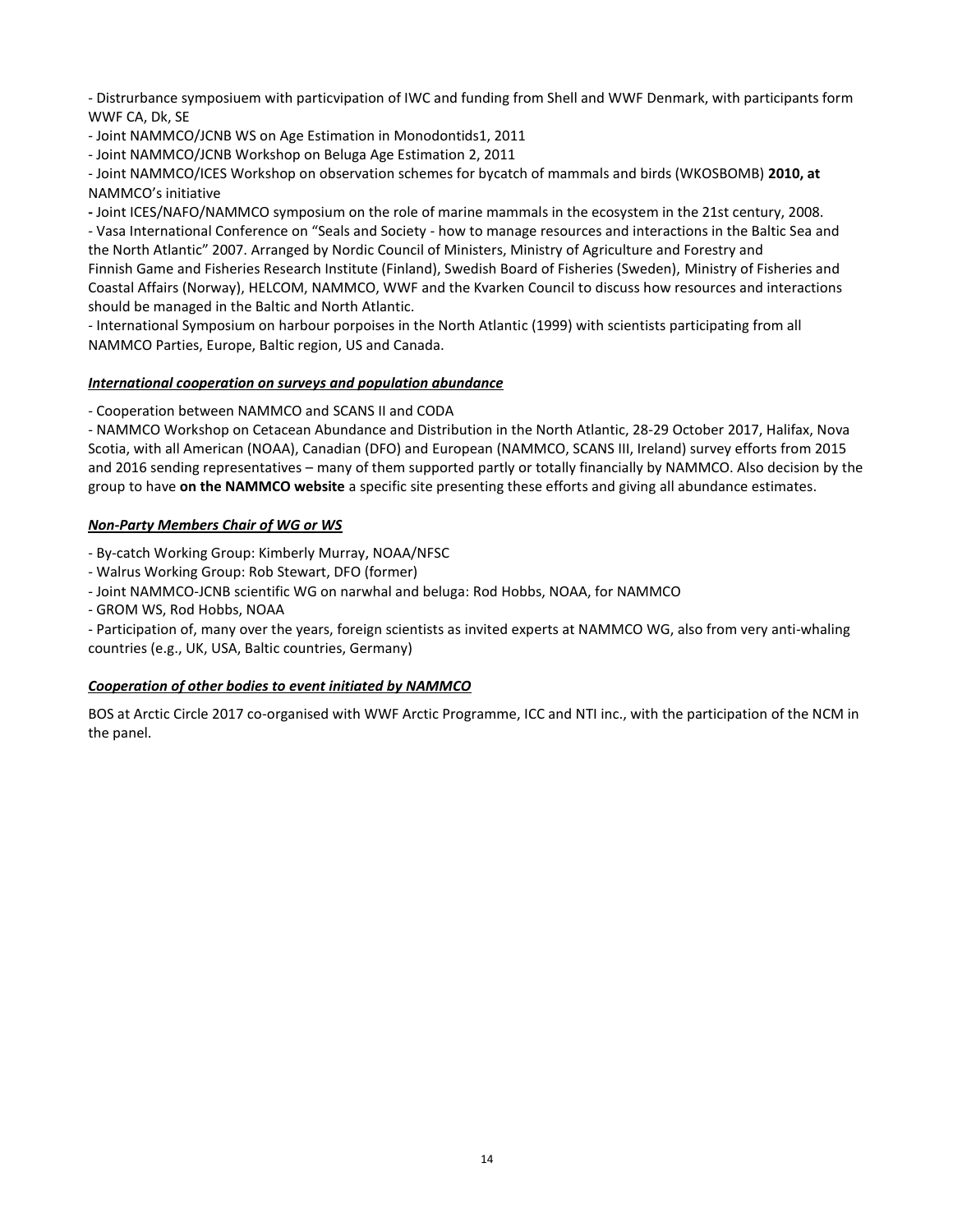- Distrurbance symposiuem with particvipation of IWC and funding from Shell and WWF Denmark, with participants form WWF CA, Dk, SE

- Joint NAMMCO/JCNB WS on Age Estimation in Monodontids1, 2011

- Joint NAMMCO/JCNB Workshop on Beluga Age Estimation 2, 2011

- Joint NAMMCO/ICES Workshop on observation schemes for bycatch of mammals and birds (WKOSBOMB) **2010, at** NAMMCO's initiative

**-** Joint ICES/NAFO/NAMMCO symposium on the role of marine mammals in the ecosystem in the 21st century, 2008.

- Vasa International Conference on "Seals and Society - how to manage resources and interactions in the Baltic Sea and the North Atlantic" 2007. Arranged by Nordic Council of Ministers, Ministry of Agriculture and Forestry and Finnish Game and Fisheries Research Institute (Finland), Swedish Board of Fisheries (Sweden), Ministry of Fisheries and Coastal Affairs (Norway), HELCOM, NAMMCO, WWF and the Kvarken Council to discuss how resources and interactions should be managed in the Baltic and North Atlantic.

- International Symposium on harbour porpoises in the North Atlantic (1999) with scientists participating from all NAMMCO Parties, Europe, Baltic region, US and Canada.

***International cooperation on surveys and population abundance***

- Cooperation between NAMMCO and SCANS II and CODA

- NAMMCO Workshop on Cetacean Abundance and Distribution in the North Atlantic, 28-29 October 2017, Halifax, Nova Scotia, with all American (NOAA), Canadian (DFO) and European (NAMMCO, SCANS III, Ireland) survey efforts from 2015 and 2016 sending representatives – many of them supported partly or totally financially by NAMMCO. Also decision by the group to have **on the NAMMCO website** a specific site presenting these efforts and giving all abundance estimates.

***Non-Party Members Chair of WG or WS***

- By-catch Working Group: Kimberly Murray, NOAA/NFSC

- Walrus Working Group: Rob Stewart, DFO (former)

- Joint NAMMCO-JCNB scientific WG on narwhal and beluga: Rod Hobbs, NOAA, for NAMMCO

- GROM WS, Rod Hobbs, NOAA

- Participation of, many over the years, foreign scientists as invited experts at NAMMCO WG, also from very anti-whaling countries (e.g., UK, USA, Baltic countries, Germany)

***Cooperation of other bodies to event initiated by NAMMCO***

BOS at Arctic Circle 2017 co-organised with WWF Arctic Programme, ICC and NTI inc., with the participation of the NCM in the panel.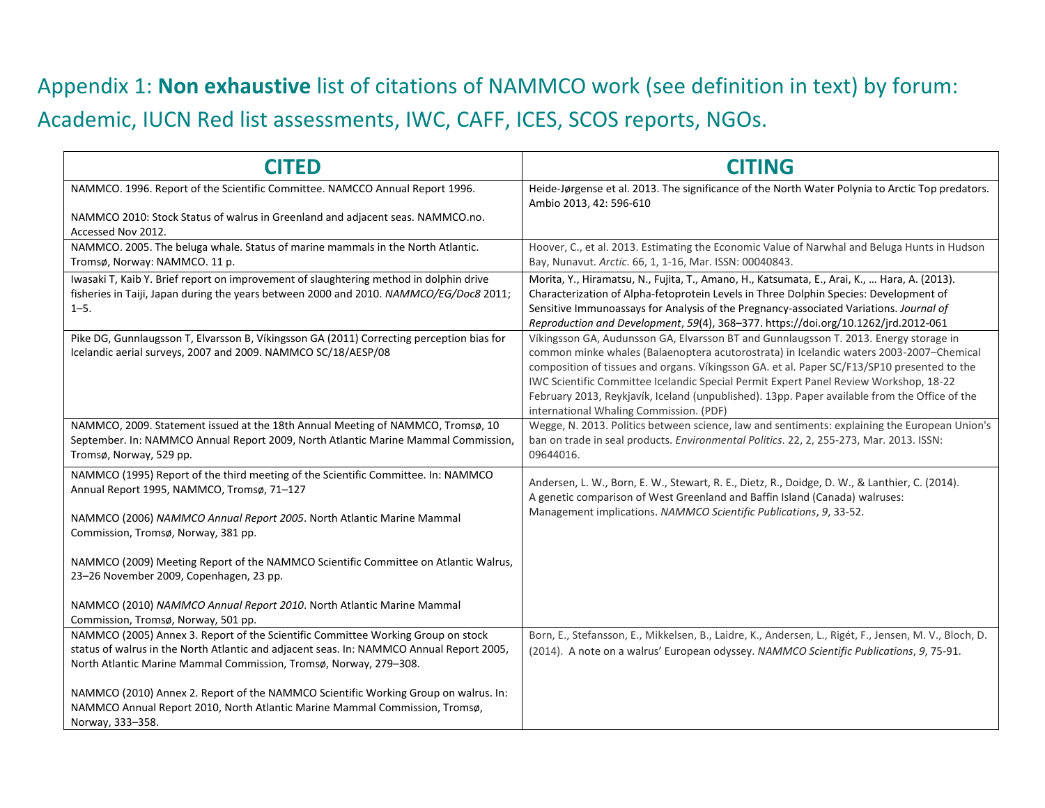# Appendix 1: **Non exhaustive** list of citations of NAMMCO work (see definition in text) by forum: Academic, IUCN Red list assessments, IWC, CAFF, ICES, SCOS reports, NGOs.

| **CITED** | **CITING** |
|---|---|
| NAMMCO. 1996. Report of the Scientific Committee. NAMCCO Annual Report 1996.<br><br>NAMMCO 2010: Stock Status of walrus in Greenland and adjacent seas. NAMMCO.no. Accessed Nov 2012. | Heide-Jørgense et al. 2013. The significance of the North Water Polynia to Arctic Top predators. Ambio 2013, 42: 596-610 |
| NAMMCO. 2005. The beluga whale. Status of marine mammals in the North Atlantic. Tromsø, Norway: NAMMCO. 11 p. | Hoover, C., et al. 2013. Estimating the Economic Value of Narwhal and Beluga Hunts in Hudson Bay, Nunavut. *Arctic*. 66, 1, 1-16, Mar. ISSN: 00040843. |
| Iwasaki T, Kaib Y. Brief report on improvement of slaughtering method in dolphin drive fisheries in Taiji, Japan during the years between 2000 and 2010. *NAMMCO/EG/Doc8* 2011; 1–5. | Morita, Y., Hiramatsu, N., Fujita, T., Amano, H., Katsumata, E., Arai, K., … Hara, A. (2013). Characterization of Alpha-fetoprotein Levels in Three Dolphin Species: Development of Sensitive Immunoassays for Analysis of the Pregnancy-associated Variations. *Journal of Reproduction and Development*, *59*(4), 368–377. https://doi.org/10.1262/jrd.2012-061 |
| Pike DG, Gunnlaugsson T, Elvarsson B, Víkingsson GA (2011) Correcting perception bias for Icelandic aerial surveys, 2007 and 2009. NAMMCO SC/18/AESP/08 | Víkingsson GA, Audunsson GA, Elvarsson BT and Gunnlaugsson T. 2013. Energy storage in common minke whales (Balaenoptera acutorostrata) in Icelandic waters 2003-2007–Chemical composition of tissues and organs. Víkingsson GA. et al. Paper SC/F13/SP10 presented to the IWC Scientific Committee Icelandic Special Permit Expert Panel Review Workshop, 18-22 February 2013, Reykjavík, Iceland (unpublished). 13pp. Paper available from the Office of the international Whaling Commission. (PDF) |
| NAMMCO, 2009. Statement issued at the 18th Annual Meeting of NAMMCO, Tromsø, 10 September. In: NAMMCO Annual Report 2009, North Atlantic Marine Mammal Commission, Tromsø, Norway, 529 pp. | Wegge, N. 2013. Politics between science, law and sentiments: explaining the European Union's ban on trade in seal products. *Environmental Politics*. 22, 2, 255-273, Mar. 2013. ISSN: 09644016. |
| NAMMCO (1995) Report of the third meeting of the Scientific Committee. In: NAMMCO Annual Report 1995, NAMMCO, Tromsø, 71–127<br><br>NAMMCO (2006) *NAMMCO Annual Report 2005*. North Atlantic Marine Mammal Commission, Tromsø, Norway, 381 pp.<br><br>NAMMCO (2009) Meeting Report of the NAMMCO Scientific Committee on Atlantic Walrus, 23–26 November 2009, Copenhagen, 23 pp.<br><br>NAMMCO (2010) *NAMMCO Annual Report 2010*. North Atlantic Marine Mammal Commission, Tromsø, Norway, 501 pp. | Andersen, L. W., Born, E. W., Stewart, R. E., Dietz, R., Doidge, D. W., & Lanthier, C. (2014). A genetic comparison of West Greenland and Baffin Island (Canada) walruses: Management implications. *NAMMCO Scientific Publications*, *9*, 33-52. |
| NAMMCO (2005) Annex 3. Report of the Scientific Committee Working Group on stock status of walrus in the North Atlantic and adjacent seas. In: NAMMCO Annual Report 2005, North Atlantic Marine Mammal Commission, Tromsø, Norway, 279–308.<br><br>NAMMCO (2010) Annex 2. Report of the NAMMCO Scientific Working Group on walrus. In: NAMMCO Annual Report 2010, North Atlantic Marine Mammal Commission, Tromsø, Norway, 333–358. | Born, E., Stefansson, E., Mikkelsen, B., Laidre, K., Andersen, L., Rigét, F., Jensen, M. V., Bloch, D. (2014). A note on a walrus' European odyssey. *NAMMCO Scientific Publications*, *9*, 75-91. |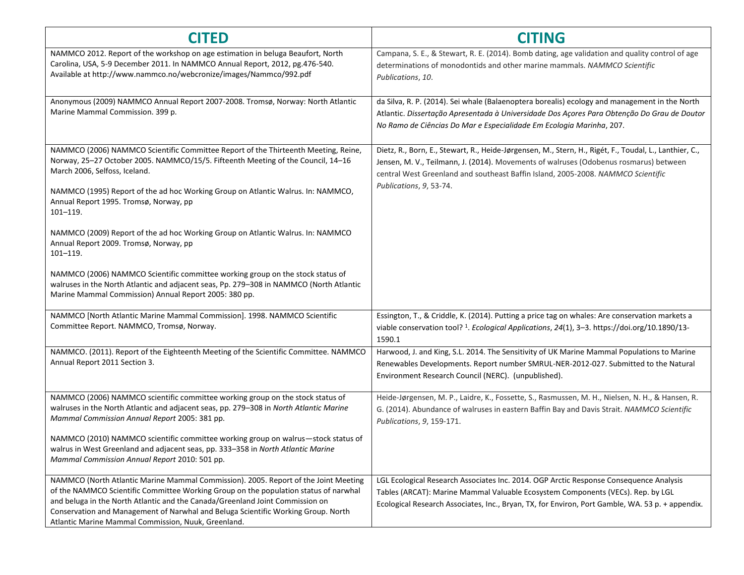| CITED | CITING |
| --- | --- |
| NAMMCO 2012. Report of the workshop on age estimation in beluga Beaufort, North Carolina, USA, 5-9 December 2011. In NAMMCO Annual Report, 2012, pg.476-540. Available at http://www.nammco.no/webcronize/images/Nammco/992.pdf | Campana, S. E., & Stewart, R. E. (2014). Bomb dating, age validation and quality control of age determinations of monodontids and other marine mammals. *NAMMCO Scientific Publications*, *10*. |
| Anonymous (2009) NAMMCO Annual Report 2007-2008. Tromsø, Norway: North Atlantic Marine Mammal Commission. 399 p. | da Silva, R. P. (2014). Sei whale (Balaenoptera borealis) ecology and management in the North Atlantic. *Dissertação Apresentada à Universidade Dos Açores Para Obtenção Do Grau de Doutor No Ramo de Ciências Do Mar e Especialidade Em Ecologia Marinha*, 207. |
| NAMMCO (2006) NAMMCO Scientific Committee Report of the Thirteenth Meeting, Reine, Norway, 25–27 October 2005. NAMMCO/15/5. Fifteenth Meeting of the Council, 14–16 March 2006, Selfoss, Iceland.<br><br>NAMMCO (1995) Report of the ad hoc Working Group on Atlantic Walrus. In: NAMMCO, Annual Report 1995. Tromsø, Norway, pp 101–119.<br><br>NAMMCO (2009) Report of the ad hoc Working Group on Atlantic Walrus. In: NAMMCO Annual Report 2009. Tromsø, Norway, pp 101–119.<br><br>NAMMCO (2006) NAMMCO Scientific committee working group on the stock status of walruses in the North Atlantic and adjacent seas, Pp. 279–308 in NAMMCO (North Atlantic Marine Mammal Commission) Annual Report 2005: 380 pp. | Dietz, R., Born, E., Stewart, R., Heide-Jørgensen, M., Stern, H., Rigét, F., Toudal, L., Lanthier, C., Jensen, M. V., Teilmann, J. (2014). Movements of walruses (Odobenus rosmarus) between central West Greenland and southeast Baffin Island, 2005-2008. *NAMMCO Scientific Publications*, *9*, 53-74. |
| NAMMCO [North Atlantic Marine Mammal Commission]. 1998. NAMMCO Scientific Committee Report. NAMMCO, Tromsø, Norway. | Essington, T., & Criddle, K. (2014). Putting a price tag on whales: Are conservation markets a viable conservation tool? [1]. *Ecological Applications*, *24*(1), 3–3. https://doi.org/10.1890/13-1590.1 |
| NAMMCO. (2011). Report of the Eighteenth Meeting of the Scientific Committee. NAMMCO Annual Report 2011 Section 3. | Harwood, J. and King, S.L. 2014. The Sensitivity of UK Marine Mammal Populations to Marine Renewables Developments. Report number SMRUL-NER-2012-027. Submitted to the Natural Environment Research Council (NERC). (unpublished). |
| NAMMCO (2006) NAMMCO scientific committee working group on the stock status of walruses in the North Atlantic and adjacent seas, pp. 279–308 in *North Atlantic Marine Mammal Commission Annual Report* 2005: 381 pp.<br><br>NAMMCO (2010) NAMMCO scientific committee working group on walrus—stock status of walrus in West Greenland and adjacent seas, pp. 333–358 in *North Atlantic Marine Mammal Commission Annual Report* 2010: 501 pp. | Heide-Jørgensen, M. P., Laidre, K., Fossette, S., Rasmussen, M. H., Nielsen, N. H., & Hansen, R. G. (2014). Abundance of walruses in eastern Baffin Bay and Davis Strait. *NAMMCO Scientific Publications*, *9*, 159-171. |
| NAMMCO (North Atlantic Marine Mammal Commission). 2005. Report of the Joint Meeting of the NAMMCO Scientific Committee Working Group on the population status of narwhal and beluga in the North Atlantic and the Canada/Greenland Joint Commission on Conservation and Management of Narwhal and Beluga Scientific Working Group. North Atlantic Marine Mammal Commission, Nuuk, Greenland. | LGL Ecological Research Associates Inc. 2014. OGP Arctic Response Consequence Analysis Tables (ARCAT): Marine Mammal Valuable Ecosystem Components (VECs). Rep. by LGL Ecological Research Associates, Inc., Bryan, TX, for Environ, Port Gamble, WA. 53 p. + appendix. |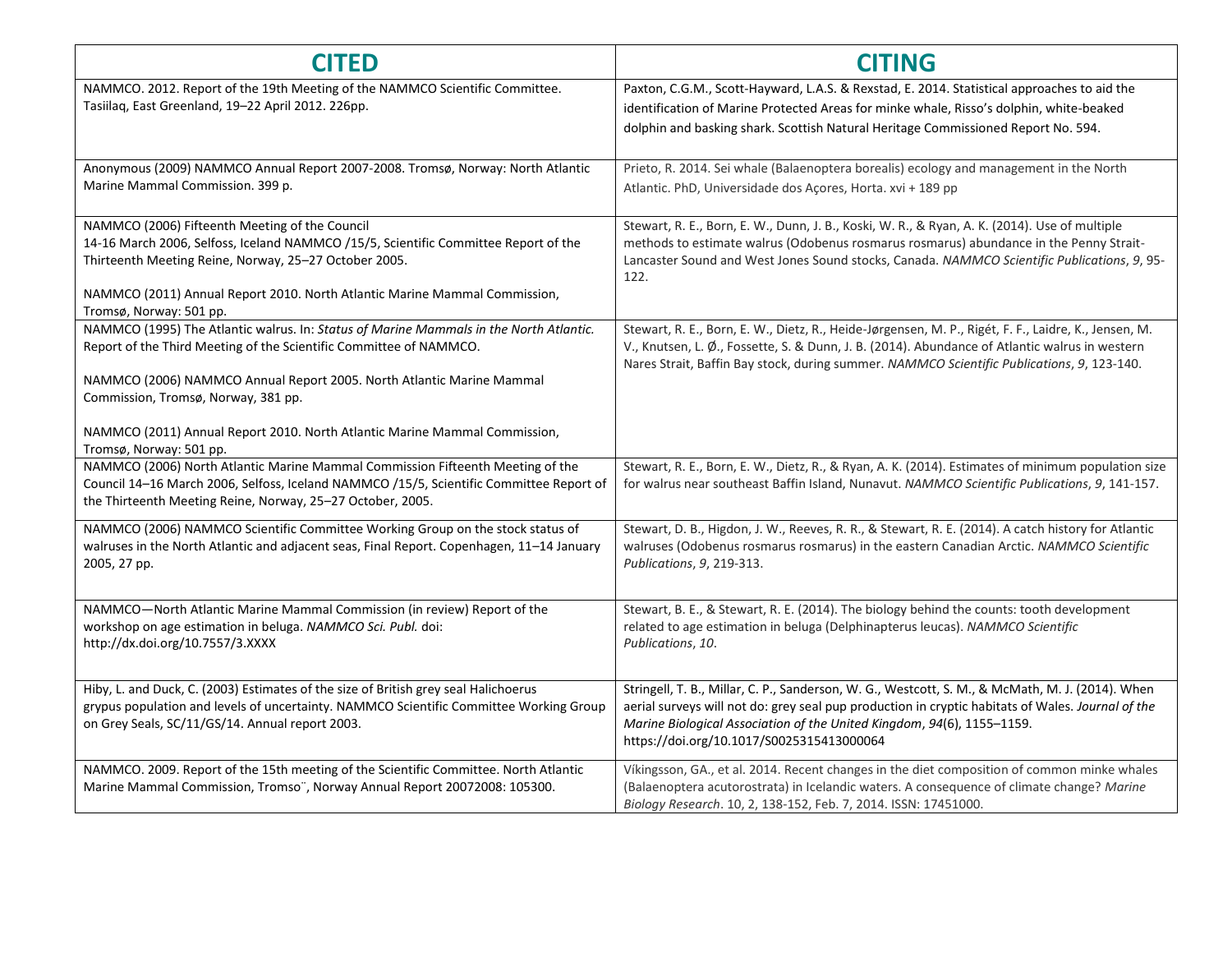| CITED | CITING |
|---|---|
| NAMMCO. 2012. Report of the 19th Meeting of the NAMMCO Scientific Committee. Tasiilaq, East Greenland, 19–22 April 2012. 226pp. | Paxton, C.G.M., Scott-Hayward, L.A.S. & Rexstad, E. 2014. Statistical approaches to aid the identification of Marine Protected Areas for minke whale, Risso's dolphin, white-beaked dolphin and basking shark. Scottish Natural Heritage Commissioned Report No. 594. |
| Anonymous (2009) NAMMCO Annual Report 2007-2008. Tromsø, Norway: North Atlantic Marine Mammal Commission. 399 p. | Prieto, R. 2014. Sei whale (Balaenoptera borealis) ecology and management in the North Atlantic. PhD, Universidade dos Açores, Horta. xvi + 189 pp |
| NAMMCO (2006) Fifteenth Meeting of the Council 14-16 March 2006, Selfoss, Iceland NAMMCO /15/5, Scientific Committee Report of the Thirteenth Meeting Reine, Norway, 25–27 October 2005.<br><br>NAMMCO (2011) Annual Report 2010. North Atlantic Marine Mammal Commission, Tromsø, Norway: 501 pp. | Stewart, R. E., Born, E. W., Dunn, J. B., Koski, W. R., & Ryan, A. K. (2014). Use of multiple methods to estimate walrus (Odobenus rosmarus rosmarus) abundance in the Penny Strait-Lancaster Sound and West Jones Sound stocks, Canada. *NAMMCO Scientific Publications*, *9*, 95-122. |
| NAMMCO (1995) The Atlantic walrus. In: *Status of Marine Mammals in the North Atlantic.* Report of the Third Meeting of the Scientific Committee of NAMMCO.<br><br>NAMMCO (2006) NAMMCO Annual Report 2005. North Atlantic Marine Mammal Commission, Tromsø, Norway, 381 pp.<br><br>NAMMCO (2011) Annual Report 2010. North Atlantic Marine Mammal Commission, Tromsø, Norway: 501 pp. | Stewart, R. E., Born, E. W., Dietz, R., Heide-Jørgensen, M. P., Rigét, F. F., Laidre, K., Jensen, M. V., Knutsen, L. Ø., Fossette, S. & Dunn, J. B. (2014). Abundance of Atlantic walrus in western Nares Strait, Baffin Bay stock, during summer. *NAMMCO Scientific Publications*, *9*, 123-140. |
| NAMMCO (2006) North Atlantic Marine Mammal Commission Fifteenth Meeting of the Council 14–16 March 2006, Selfoss, Iceland NAMMCO /15/5, Scientific Committee Report of the Thirteenth Meeting Reine, Norway, 25–27 October, 2005. | Stewart, R. E., Born, E. W., Dietz, R., & Ryan, A. K. (2014). Estimates of minimum population size for walrus near southeast Baffin Island, Nunavut. *NAMMCO Scientific Publications*, *9*, 141-157. |
| NAMMCO (2006) NAMMCO Scientific Committee Working Group on the stock status of walruses in the North Atlantic and adjacent seas, Final Report. Copenhagen, 11–14 January 2005, 27 pp. | Stewart, D. B., Higdon, J. W., Reeves, R. R., & Stewart, R. E. (2014). A catch history for Atlantic walruses (Odobenus rosmarus rosmarus) in the eastern Canadian Arctic. *NAMMCO Scientific Publications*, *9*, 219-313. |
| NAMMCO—North Atlantic Marine Mammal Commission (in review) Report of the workshop on age estimation in beluga. *NAMMCO Sci. Publ.* doi: http://dx.doi.org/10.7557/3.XXXX | Stewart, B. E., & Stewart, R. E. (2014). The biology behind the counts: tooth development related to age estimation in beluga (Delphinapterus leucas). *NAMMCO Scientific Publications*, *10*. |
| Hiby, L. and Duck, C. (2003) Estimates of the size of British grey seal Halichoerus grypus population and levels of uncertainty. NAMMCO Scientific Committee Working Group on Grey Seals, SC/11/GS/14. Annual report 2003. | Stringell, T. B., Millar, C. P., Sanderson, W. G., Westcott, S. M., & McMath, M. J. (2014). When aerial surveys will not do: grey seal pup production in cryptic habitats of Wales. *Journal of the Marine Biological Association of the United Kingdom*, *94*(6), 1155–1159. https://doi.org/10.1017/S0025315413000064 |
| NAMMCO. 2009. Report of the 15th meeting of the Scientific Committee. North Atlantic Marine Mammal Commission, Tromso¨, Norway Annual Report 20072008: 105300. | Víkingsson, GA., et al. 2014. Recent changes in the diet composition of common minke whales (Balaenoptera acutorostrata) in Icelandic waters. A consequence of climate change? *Marine Biology Research*. 10, 2, 138-152, Feb. 7, 2014. ISSN: 17451000. |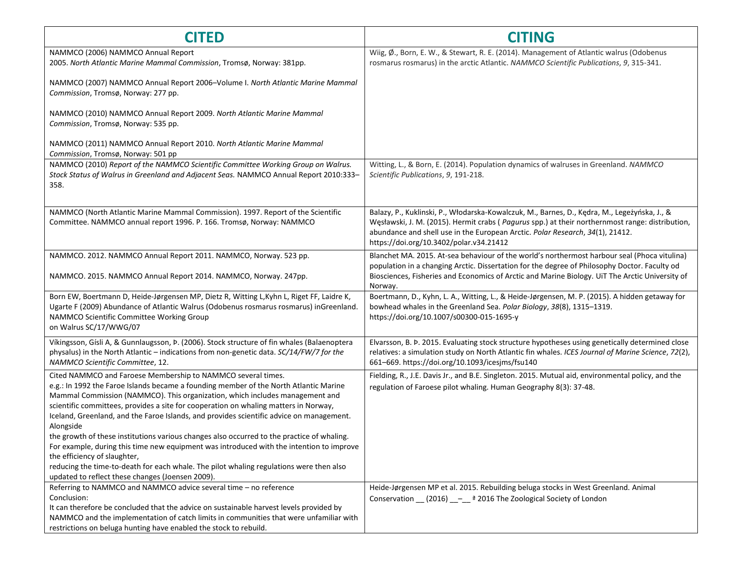| CITED | CITING |
| --- | --- |
| NAMMCO (2006) NAMMCO Annual Report 2005. *North Atlantic Marine Mammal Commission*, Tromsø, Norway: 381pp.<br><br>NAMMCO (2007) NAMMCO Annual Report 2006–Volume I. *North Atlantic Marine Mammal Commission*, Tromsø, Norway: 277 pp.<br><br>NAMMCO (2010) NAMMCO Annual Report 2009. *North Atlantic Marine Mammal Commission*, Tromsø, Norway: 535 pp.<br><br>NAMMCO (2011) NAMMCO Annual Report 2010. *North Atlantic Marine Mammal Commission*, Tromsø, Norway: 501 pp | Wiig, Ø., Born, E. W., & Stewart, R. E. (2014). Management of Atlantic walrus (Odobenus rosmarus rosmarus) in the arctic Atlantic. *NAMMCO Scientific Publications*, *9*, 315-341. |
| NAMMCO (2010) *Report of the NAMMCO Scientific Committee Working Group on Walrus. Stock Status of Walrus in Greenland and Adjacent Seas.* NAMMCO Annual Report 2010:333–358. | Witting, L., & Born, E. (2014). Population dynamics of walruses in Greenland. *NAMMCO Scientific Publications*, *9*, 191-218. |
| NAMMCO (North Atlantic Marine Mammal Commission). 1997. Report of the Scientific Committee. NAMMCO annual report 1996. P. 166. Tromsø, Norway: NAMMCO | Balazy, P., Kuklinski, P., Włodarska-Kowalczuk, M., Barnes, D., Kędra, M., Legeżyńska, J., & Węsławski, J. M. (2015). Hermit crabs ( *Pagurus* spp.) at their northernmost range: distribution, abundance and shell use in the European Arctic. *Polar Research*, *34*(1), 21412. https://doi.org/10.3402/polar.v34.21412 |
| NAMMCO. 2012. NAMMCO Annual Report 2011. NAMMCO, Norway. 523 pp.<br><br>NAMMCO. 2015. NAMMCO Annual Report 2014. NAMMCO, Norway. 247pp. | Blanchet MA. 2015. At-sea behaviour of the world's northermost harbour seal (Phoca vitulina) population in a changing Arctic. Dissertation for the degree of Philosophy Doctor. Faculty od Biosciences, Fisheries and Economics of Arctic and Marine Biology. UiT The Arctic University of Norway. |
| Born EW, Boertmann D, Heide-Jørgensen MP, Dietz R, Witting L,Kyhn L, Riget FF, Laidre K, Ugarte F (2009) Abundance of Atlantic Walrus (Odobenus rosmarus rosmarus) inGreenland. NAMMCO Scientific Committee Working Group on Walrus SC/17/WWG/07 | Boertmann, D., Kyhn, L. A., Witting, L., & Heide-Jørgensen, M. P. (2015). A hidden getaway for bowhead whales in the Greenland Sea. *Polar Biology*, *38*(8), 1315–1319. https://doi.org/10.1007/s00300-015-1695-y |
| Víkingsson, Gísli A, & Gunnlaugsson, Þ. (2006). Stock structure of fin whales (Balaenoptera physalus) in the North Atlantic – indications from non-genetic data. *SC/14/FW/7 for the NAMMCO Scientific Committee*, 12. | Elvarsson, B. Þ. 2015. Evaluating stock structure hypotheses using genetically determined close relatives: a simulation study on North Atlantic fin whales. *ICES Journal of Marine Science*, *72*(2), 661–669. https://doi.org/10.1093/icesjms/fsu140 |
| Cited NAMMCO and Faroese Membership to NAMMCO several times.<br>e.g.: In 1992 the Faroe Islands became a founding member of the North Atlantic Marine Mammal Commission (NAMMCO). This organization, which includes management and scientific committees, provides a site for cooperation on whaling matters in Norway, Iceland, Greenland, and the Faroe Islands, and provides scientific advice on management. Alongside the growth of these institutions various changes also occurred to the practice of whaling. For example, during this time new equipment was introduced with the intention to improve the efficiency of slaughter, reducing the time-to-death for each whale. The pilot whaling regulations were then also updated to reflect these changes (Joensen 2009). | Fielding, R., J.E. Davis Jr., and B.E. Singleton. 2015. Mutual aid, environmental policy, and the regulation of Faroese pilot whaling. Human Geography 8(3): 37-48. |
| Referring to NAMMCO and NAMMCO advice several time – no reference<br>Conclusion:<br>It can therefore be concluded that the advice on sustainable harvest levels provided by NAMMCO and the implementation of catch limits in communities that were unfamiliar with restrictions on beluga hunting have enabled the stock to rebuild. | Heide-Jørgensen MP et al. 2015. Rebuilding beluga stocks in West Greenland. Animal Conservation __ (2016) __–__ ª 2016 The Zoological Society of London |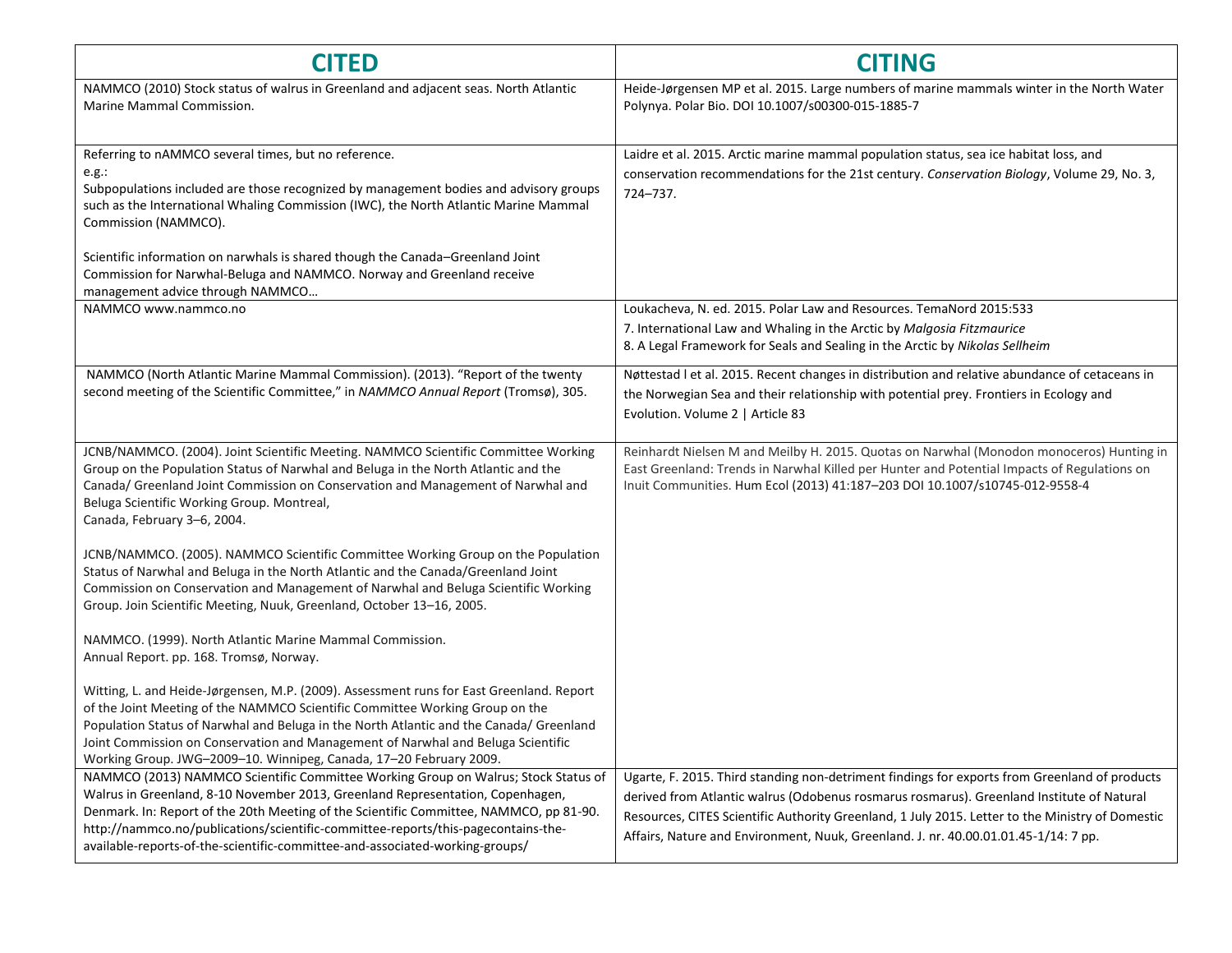| CITED | CITING |
| --- | --- |
| NAMMCO (2010) Stock status of walrus in Greenland and adjacent seas. North Atlantic Marine Mammal Commission. | Heide-Jørgensen MP et al. 2015. Large numbers of marine mammals winter in the North Water Polynya. Polar Bio. DOI 10.1007/s00300-015-1885-7 |
| Referring to nAMMCO several times, but no reference.<br>e.g.:<br>Subpopulations included are those recognized by management bodies and advisory groups such as the International Whaling Commission (IWC), the North Atlantic Marine Mammal Commission (NAMMCO).<br><br>Scientific information on narwhals is shared though the Canada–Greenland Joint Commission for Narwhal-Beluga and NAMMCO. Norway and Greenland receive management advice through NAMMCO… | Laidre et al. 2015. Arctic marine mammal population status, sea ice habitat loss, and conservation recommendations for the 21st century. *Conservation Biology*, Volume 29, No. 3, 724–737. |
| NAMMCO www.nammco.no | Loukacheva, N. ed. 2015. Polar Law and Resources. TemaNord 2015:533<br>7. International Law and Whaling in the Arctic by *Malgosia Fitzmaurice*<br>8. A Legal Framework for Seals and Sealing in the Arctic by *Nikolas Sellheim* |
| NAMMCO (North Atlantic Marine Mammal Commission). (2013). "Report of the twenty second meeting of the Scientific Committee," in *NAMMCO Annual Report* (Tromsø), 305. | Nøttestad l et al. 2015. Recent changes in distribution and relative abundance of cetaceans in the Norwegian Sea and their relationship with potential prey. Frontiers in Ecology and Evolution. Volume 2 \| Article 83 |
| JCNB/NAMMCO. (2004). Joint Scientific Meeting. NAMMCO Scientific Committee Working Group on the Population Status of Narwhal and Beluga in the North Atlantic and the Canada/ Greenland Joint Commission on Conservation and Management of Narwhal and Beluga Scientific Working Group. Montreal, Canada, February 3–6, 2004.<br><br>JCNB/NAMMCO. (2005). NAMMCO Scientific Committee Working Group on the Population Status of Narwhal and Beluga in the North Atlantic and the Canada/Greenland Joint Commission on Conservation and Management of Narwhal and Beluga Scientific Working Group. Join Scientific Meeting, Nuuk, Greenland, October 13–16, 2005.<br><br>NAMMCO. (1999). North Atlantic Marine Mammal Commission. Annual Report. pp. 168. Tromsø, Norway.<br><br>Witting, L. and Heide-Jørgensen, M.P. (2009). Assessment runs for East Greenland. Report of the Joint Meeting of the NAMMCO Scientific Committee Working Group on the Population Status of Narwhal and Beluga in the North Atlantic and the Canada/ Greenland Joint Commission on Conservation and Management of Narwhal and Beluga Scientific Working Group. JWG–2009–10. Winnipeg, Canada, 17–20 February 2009. | Reinhardt Nielsen M and Meilby H. 2015. Quotas on Narwhal (Monodon monoceros) Hunting in East Greenland: Trends in Narwhal Killed per Hunter and Potential Impacts of Regulations on Inuit Communities. Hum Ecol (2013) 41:187–203 DOI 10.1007/s10745-012-9558-4 |
| NAMMCO (2013) NAMMCO Scientific Committee Working Group on Walrus; Stock Status of Walrus in Greenland, 8-10 November 2013, Greenland Representation, Copenhagen, Denmark. In: Report of the 20th Meeting of the Scientific Committee, NAMMCO, pp 81-90. http://nammco.no/publications/scientific-committee-reports/this-pagecontains-the-available-reports-of-the-scientific-committee-and-associated-working-groups/ | Ugarte, F. 2015. Third standing non-detriment findings for exports from Greenland of products derived from Atlantic walrus (Odobenus rosmarus rosmarus). Greenland Institute of Natural Resources, CITES Scientific Authority Greenland, 1 July 2015. Letter to the Ministry of Domestic Affairs, Nature and Environment, Nuuk, Greenland. J. nr. 40.00.01.01.45-1/14: 7 pp. |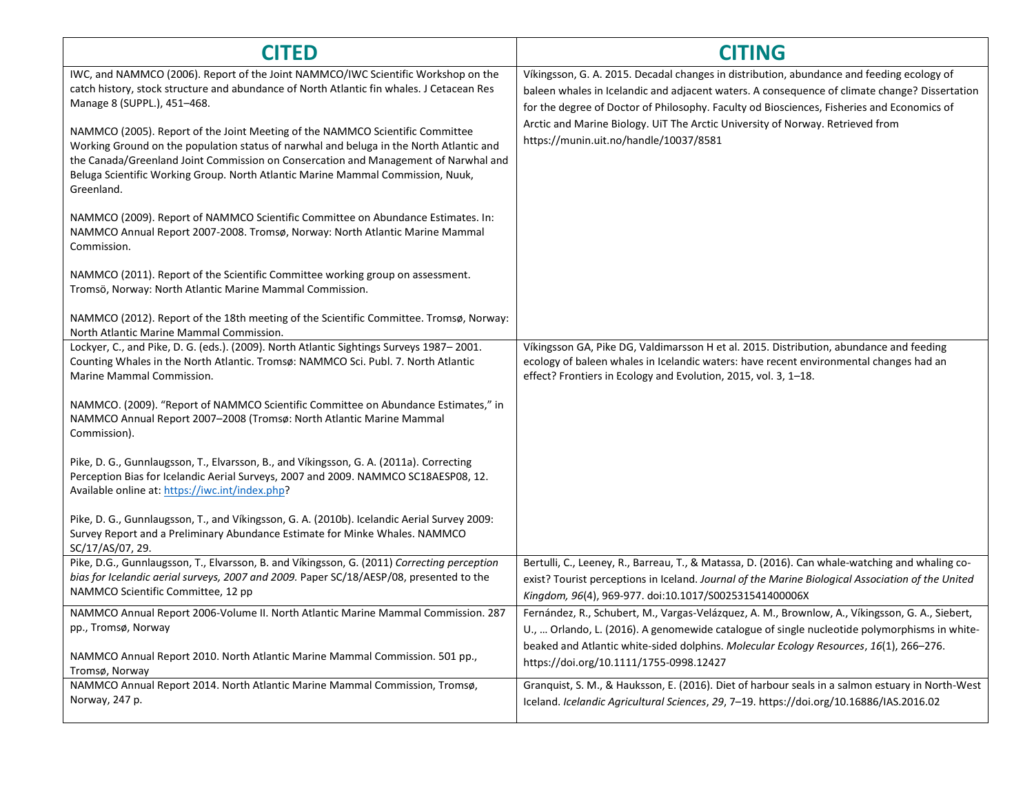| CITED | CITING |
| --- | --- |
| IWC, and NAMMCO (2006). Report of the Joint NAMMCO/IWC Scientific Workshop on the catch history, stock structure and abundance of North Atlantic fin whales. J Cetacean Res Manage 8 (SUPPL.), 451–468.<br><br>NAMMCO (2005). Report of the Joint Meeting of the NAMMCO Scientific Committee Working Ground on the population status of narwhal and beluga in the North Atlantic and the Canada/Greenland Joint Commission on Consercation and Management of Narwhal and Beluga Scientific Working Group. North Atlantic Marine Mammal Commission, Nuuk, Greenland.<br><br>NAMMCO (2009). Report of NAMMCO Scientific Committee on Abundance Estimates. In: NAMMCO Annual Report 2007-2008. Tromsø, Norway: North Atlantic Marine Mammal Commission.<br><br>NAMMCO (2011). Report of the Scientific Committee working group on assessment. Tromsö, Norway: North Atlantic Marine Mammal Commission.<br><br>NAMMCO (2012). Report of the 18th meeting of the Scientific Committee. Tromsø, Norway: North Atlantic Marine Mammal Commission. | Víkingsson, G. A. 2015. Decadal changes in distribution, abundance and feeding ecology of baleen whales in Icelandic and adjacent waters. A consequence of climate change? Dissertation for the degree of Doctor of Philosophy. Faculty od Biosciences, Fisheries and Economics of Arctic and Marine Biology. UiT The Arctic University of Norway. Retrieved from https://munin.uit.no/handle/10037/8581 |
| Lockyer, C., and Pike, D. G. (eds.). (2009). North Atlantic Sightings Surveys 1987– 2001. Counting Whales in the North Atlantic. Tromsø: NAMMCO Sci. Publ. 7. North Atlantic Marine Mammal Commission.<br><br>NAMMCO. (2009). "Report of NAMMCO Scientific Committee on Abundance Estimates," in NAMMCO Annual Report 2007–2008 (Tromsø: North Atlantic Marine Mammal Commission).<br><br>Pike, D. G., Gunnlaugsson, T., Elvarsson, B., and Víkingsson, G. A. (2011a). Correcting Perception Bias for Icelandic Aerial Surveys, 2007 and 2009. NAMMCO SC18AESP08, 12. Available online at: https://iwc.int/index.php?<br><br>Pike, D. G., Gunnlaugsson, T., and Víkingsson, G. A. (2010b). Icelandic Aerial Survey 2009: Survey Report and a Preliminary Abundance Estimate for Minke Whales. NAMMCO SC/17/AS/07, 29. | Víkingsson GA, Pike DG, Valdimarsson H et al. 2015. Distribution, abundance and feeding ecology of baleen whales in Icelandic waters: have recent environmental changes had an effect? Frontiers in Ecology and Evolution, 2015, vol. 3, 1–18. |
| Pike, D.G., Gunnlaugsson, T., Elvarsson, B. and Víkingsson, G. (2011) *Correcting perception bias for Icelandic aerial surveys, 2007 and 2009.* Paper SC/18/AESP/08, presented to the NAMMCO Scientific Committee, 12 pp | Bertulli, C., Leeney, R., Barreau, T., & Matassa, D. (2016). Can whale-watching and whaling co-exist? Tourist perceptions in Iceland. *Journal of the Marine Biological Association of the United Kingdom, 96*(4), 969-977. doi:10.1017/S002531541400006X |
| NAMMCO Annual Report 2006-Volume II. North Atlantic Marine Mammal Commission. 287 pp., Tromsø, Norway<br><br>NAMMCO Annual Report 2010. North Atlantic Marine Mammal Commission. 501 pp., Tromsø, Norway | Fernández, R., Schubert, M., Vargas-Velázquez, A. M., Brownlow, A., Víkingsson, G. A., Siebert, U., … Orlando, L. (2016). A genomewide catalogue of single nucleotide polymorphisms in white-beaked and Atlantic white-sided dolphins. *Molecular Ecology Resources*, *16*(1), 266–276. https://doi.org/10.1111/1755-0998.12427 |
| NAMMCO Annual Report 2014. North Atlantic Marine Mammal Commission, Tromsø, Norway, 247 p. | Granquist, S. M., & Hauksson, E. (2016). Diet of harbour seals in a salmon estuary in North-West Iceland. *Icelandic Agricultural Sciences*, *29*, 7–19. https://doi.org/10.16886/IAS.2016.02 |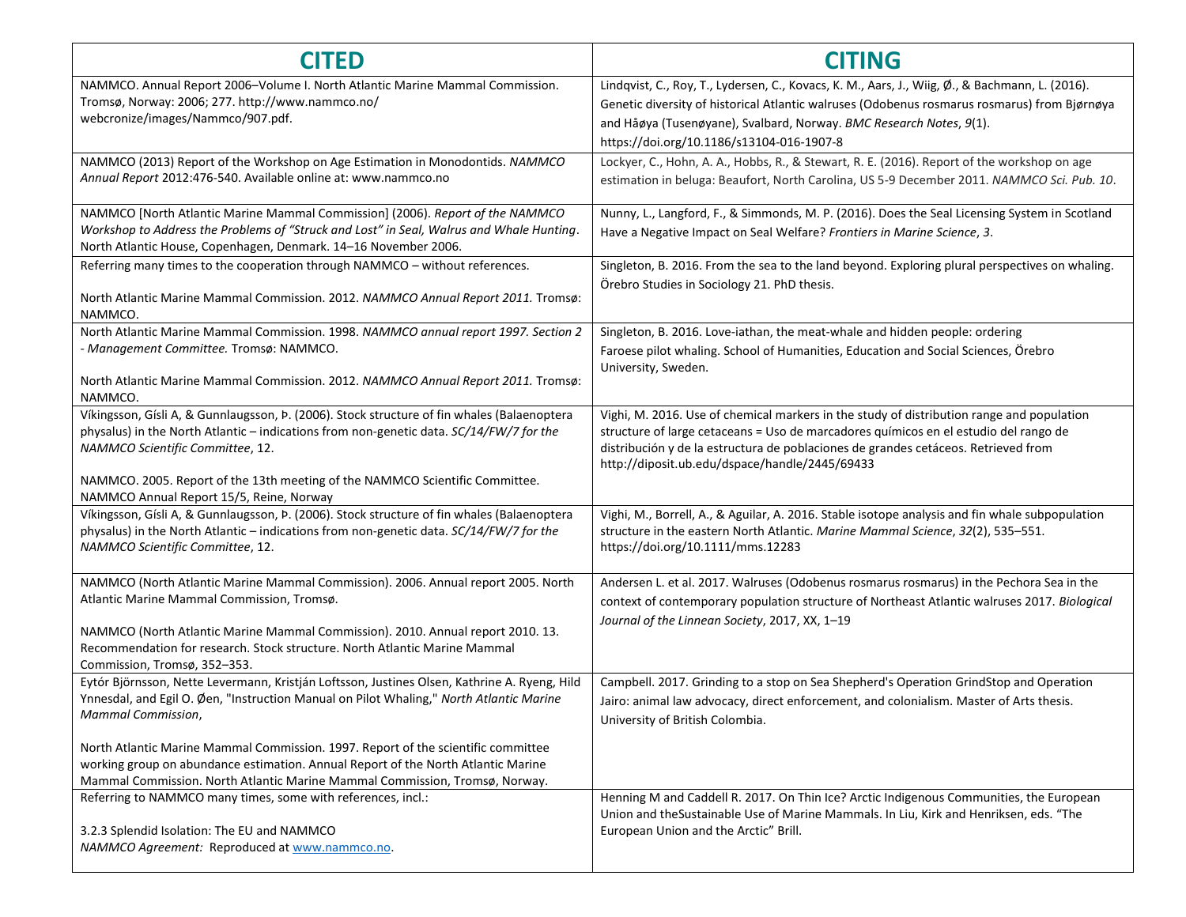| CITED | CITING |
|---|---|
| NAMMCO. Annual Report 2006–Volume I. North Atlantic Marine Mammal Commission. Tromsø, Norway: 2006; 277. http://www.nammco.no/ webcronize/images/Nammco/907.pdf. | Lindqvist, C., Roy, T., Lydersen, C., Kovacs, K. M., Aars, J., Wiig, Ø., & Bachmann, L. (2016). Genetic diversity of historical Atlantic walruses (Odobenus rosmarus rosmarus) from Bjørnøya and Håøya (Tusenøyane), Svalbard, Norway. *BMC Research Notes*, *9*(1). https://doi.org/10.1186/s13104-016-1907-8 |
| NAMMCO (2013) Report of the Workshop on Age Estimation in Monodontids. *NAMMCO Annual Report* 2012:476-540. Available online at: www.nammco.no | Lockyer, C., Hohn, A. A., Hobbs, R., & Stewart, R. E. (2016). Report of the workshop on age estimation in beluga: Beaufort, North Carolina, US 5-9 December 2011. *NAMMCO Sci. Pub. 10*. |
| NAMMCO [North Atlantic Marine Mammal Commission] (2006). *Report of the NAMMCO Workshop to Address the Problems of "Struck and Lost" in Seal, Walrus and Whale Hunting*. North Atlantic House, Copenhagen, Denmark. 14–16 November 2006. | Nunny, L., Langford, F., & Simmonds, M. P. (2016). Does the Seal Licensing System in Scotland Have a Negative Impact on Seal Welfare? *Frontiers in Marine Science*, *3*. |
| Referring many times to the cooperation through NAMMCO – without references.<br><br>North Atlantic Marine Mammal Commission. 2012. *NAMMCO Annual Report 2011.* Tromsø: NAMMCO. | Singleton, B. 2016. From the sea to the land beyond. Exploring plural perspectives on whaling. Örebro Studies in Sociology 21. PhD thesis. |
| North Atlantic Marine Mammal Commission. 1998. *NAMMCO annual report 1997. Section 2 - Management Committee.* Tromsø: NAMMCO.<br><br>North Atlantic Marine Mammal Commission. 2012. *NAMMCO Annual Report 2011.* Tromsø: NAMMCO. | Singleton, B. 2016. Love-iathan, the meat-whale and hidden people: ordering Faroese pilot whaling. School of Humanities, Education and Social Sciences, Örebro University, Sweden. |
| Víkingsson, Gísli A, & Gunnlaugsson, Þ. (2006). Stock structure of fin whales (Balaenoptera physalus) in the North Atlantic – indications from non-genetic data. *SC/14/FW/7 for the NAMMCO Scientific Committee*, 12.<br><br>NAMMCO. 2005. Report of the 13th meeting of the NAMMCO Scientific Committee. NAMMCO Annual Report 15/5, Reine, Norway | Vighi, M. 2016. Use of chemical markers in the study of distribution range and population structure of large cetaceans = Uso de marcadores químicos en el estudio del rango de distribución y de la estructura de poblaciones de grandes cetáceos. Retrieved from http://diposit.ub.edu/dspace/handle/2445/69433 |
| Víkingsson, Gísli A, & Gunnlaugsson, Þ. (2006). Stock structure of fin whales (Balaenoptera physalus) in the North Atlantic – indications from non-genetic data. *SC/14/FW/7 for the NAMMCO Scientific Committee*, 12. | Vighi, M., Borrell, A., & Aguilar, A. 2016. Stable isotope analysis and fin whale subpopulation structure in the eastern North Atlantic. *Marine Mammal Science*, *32*(2), 535–551. https://doi.org/10.1111/mms.12283 |
| NAMMCO (North Atlantic Marine Mammal Commission). 2006. Annual report 2005. North Atlantic Marine Mammal Commission, Tromsø.<br><br>NAMMCO (North Atlantic Marine Mammal Commission). 2010. Annual report 2010. 13. Recommendation for research. Stock structure. North Atlantic Marine Mammal Commission, Tromsø, 352–353. | Andersen L. et al. 2017. Walruses (Odobenus rosmarus rosmarus) in the Pechora Sea in the context of contemporary population structure of Northeast Atlantic walruses 2017. *Biological Journal of the Linnean Society*, 2017, XX, 1–19 |
| Eytór Björnsson, Nette Levermann, Kristján Loftsson, Justines Olsen, Kathrine A. Ryeng, Hild Ynnesdal, and Egil O. Øen, "Instruction Manual on Pilot Whaling," *North Atlantic Marine Mammal Commission*,<br><br>North Atlantic Marine Mammal Commission. 1997. Report of the scientific committee working group on abundance estimation. Annual Report of the North Atlantic Marine Mammal Commission. North Atlantic Marine Mammal Commission, Tromsø, Norway. | Campbell. 2017. Grinding to a stop on Sea Shepherd's Operation GrindStop and Operation Jairo: animal law advocacy, direct enforcement, and colonialism. Master of Arts thesis. University of British Colombia. |
| Referring to NAMMCO many times, some with references, incl.:<br><br>3.2.3 Splendid Isolation: The EU and NAMMCO<br>*NAMMCO Agreement:* Reproduced at www.nammco.no. | Henning M and Caddell R. 2017. On Thin Ice? Arctic Indigenous Communities, the European Union and theSustainable Use of Marine Mammals. In Liu, Kirk and Henriksen, eds. "The European Union and the Arctic" Brill. |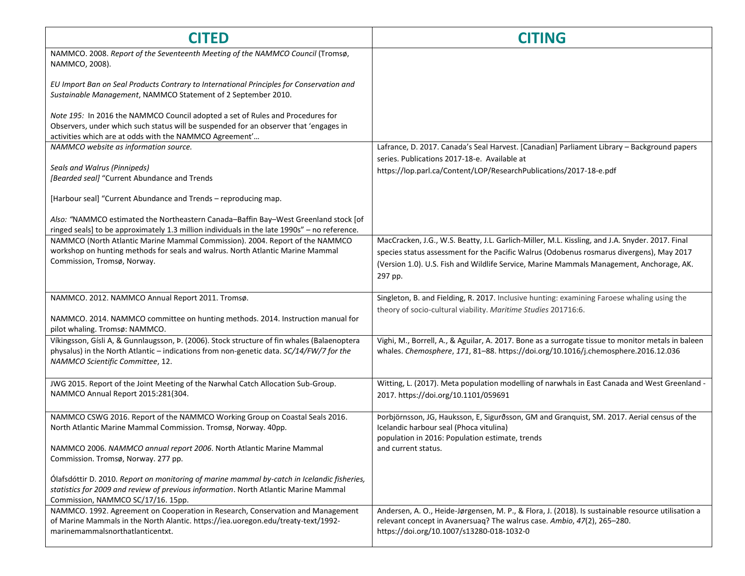| CITED | CITING |
|---|---|
| NAMMCO. 2008. *Report of the Seventeenth Meeting of the NAMMCO Council* (Tromsø, NAMMCO, 2008).<br><br>*EU Import Ban on Seal Products Contrary to International Principles for Conservation and Sustainable Management*, NAMMCO Statement of 2 September 2010.<br><br>*Note 195:* In 2016 the NAMMCO Council adopted a set of Rules and Procedures for Observers, under which such status will be suspended for an observer that 'engages in activities which are at odds with the NAMMCO Agreement'… | |
| *NAMMCO website as information source.*<br><br>*Seals and Walrus (Pinnipeds)*<br>*[Bearded seal]* "Current Abundance and Trends<br><br>[Harbour seal] "Current Abundance and Trends – reproducing map.<br><br>*Also: "*NAMMCO estimated the Northeastern Canada–Baffin Bay–West Greenland stock [of ringed seals] to be approximately 1.3 million individuals in the late 1990s" – no reference. | Lafrance, D. 2017. Canada's Seal Harvest. [Canadian] Parliament Library – Background papers series. Publications 2017-18-e. Available at https://lop.parl.ca/Content/LOP/ResearchPublications/2017-18-e.pdf |
| NAMMCO (North Atlantic Marine Mammal Commission). 2004. Report of the NAMMCO workshop on hunting methods for seals and walrus. North Atlantic Marine Mammal Commission, Tromsø, Norway. | MacCracken, J.G., W.S. Beatty, J.L. Garlich-Miller, M.L. Kissling, and J.A. Snyder. 2017. Final species status assessment for the Pacific Walrus (Odobenus rosmarus divergens), May 2017 (Version 1.0). U.S. Fish and Wildlife Service, Marine Mammals Management, Anchorage, AK. 297 pp. |
| NAMMCO. 2012. NAMMCO Annual Report 2011. Tromsø.<br><br>NAMMCO. 2014. NAMMCO committee on hunting methods. 2014. Instruction manual for pilot whaling. Tromsø: NAMMCO. | Singleton, B. and Fielding, R. 2017. Inclusive hunting: examining Faroese whaling using the theory of socio-cultural viability. *Maritime Studies* 201716:6. |
| Víkingsson, Gísli A, & Gunnlaugsson, Þ. (2006). Stock structure of fin whales (Balaenoptera physalus) in the North Atlantic – indications from non-genetic data. *SC/14/FW/7 for the NAMMCO Scientific Committee*, 12. | Vighi, M., Borrell, A., & Aguilar, A. 2017. Bone as a surrogate tissue to monitor metals in baleen whales. *Chemosphere*, *171*, 81–88. https://doi.org/10.1016/j.chemosphere.2016.12.036 |
| JWG 2015. Report of the Joint Meeting of the Narwhal Catch Allocation Sub-Group. NAMMCO Annual Report 2015:281{304. | Witting, L. (2017). Meta population modelling of narwhals in East Canada and West Greenland - 2017. https://doi.org/10.1101/059691 |
| NAMMCO CSWG 2016. Report of the NAMMCO Working Group on Coastal Seals 2016. North Atlantic Marine Mammal Commission. Tromsø, Norway. 40pp.<br><br>NAMMCO 2006. *NAMMCO annual report 2006*. North Atlantic Marine Mammal Commission. Tromsø, Norway. 277 pp.<br><br>Ólafsdóttir D. 2010. *Report on monitoring of marine mammal by-catch in Icelandic fisheries, statistics for 2009 and review of previous information*. North Atlantic Marine Mammal Commission, NAMMCO SC/17/16. 15pp. | Þorbjörnsson, JG, Hauksson, E, Sigurðsson, GM and Granquist, SM. 2017. Aerial census of the Icelandic harbour seal (Phoca vitulina) population in 2016: Population estimate, trends and current status. |
| NAMMCO. 1992. Agreement on Cooperation in Research, Conservation and Management of Marine Mammals in the North Alantic. https://iea.uoregon.edu/treaty-text/1992-marinemammalsnorthatlanticentxt. | Andersen, A. O., Heide-Jørgensen, M. P., & Flora, J. (2018). Is sustainable resource utilisation a relevant concept in Avanersuaq? The walrus case. *Ambio*, *47*(2), 265–280. https://doi.org/10.1007/s13280-018-1032-0 |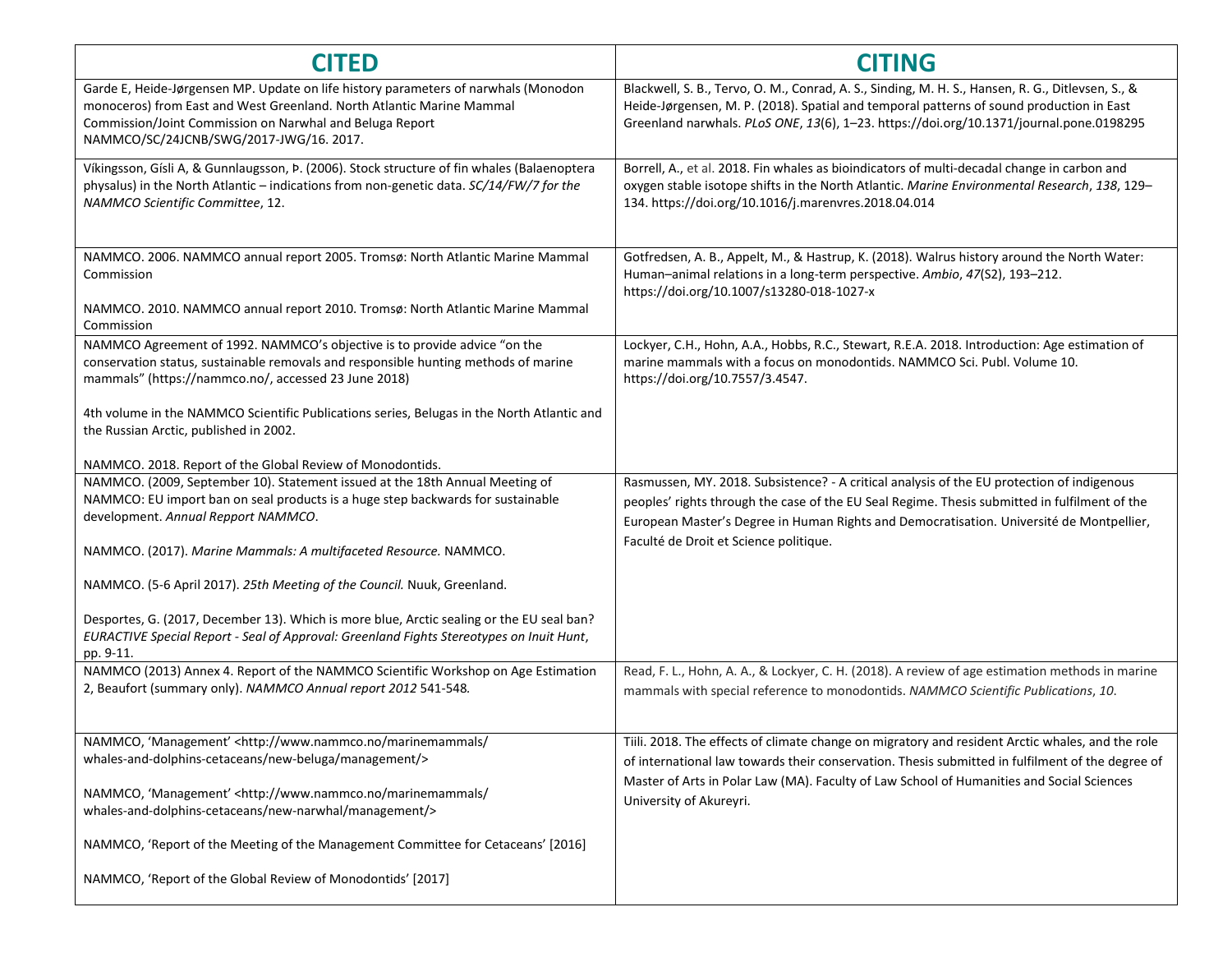| CITED | CITING |
|---|---|
| Garde E, Heide-Jørgensen MP. Update on life history parameters of narwhals (Monodon monoceros) from East and West Greenland. North Atlantic Marine Mammal Commission/Joint Commission on Narwhal and Beluga Report NAMMCO/SC/24JCNB/SWG/2017-JWG/16. 2017. | Blackwell, S. B., Tervo, O. M., Conrad, A. S., Sinding, M. H. S., Hansen, R. G., Ditlevsen, S., & Heide-Jørgensen, M. P. (2018). Spatial and temporal patterns of sound production in East Greenland narwhals. *PLoS ONE*, *13*(6), 1–23. https://doi.org/10.1371/journal.pone.0198295 |
| Víkingsson, Gísli A, & Gunnlaugsson, Þ. (2006). Stock structure of fin whales (Balaenoptera physalus) in the North Atlantic – indications from non-genetic data. *SC/14/FW/7 for the NAMMCO Scientific Committee*, 12. | Borrell, A., et al. 2018. Fin whales as bioindicators of multi-decadal change in carbon and oxygen stable isotope shifts in the North Atlantic. *Marine Environmental Research*, *138*, 129–134. https://doi.org/10.1016/j.marenvres.2018.04.014 |
| NAMMCO. 2006. NAMMCO annual report 2005. Tromsø: North Atlantic Marine Mammal Commission<br><br>NAMMCO. 2010. NAMMCO annual report 2010. Tromsø: North Atlantic Marine Mammal Commission | Gotfredsen, A. B., Appelt, M., & Hastrup, K. (2018). Walrus history around the North Water: Human–animal relations in a long-term perspective. *Ambio*, *47*(S2), 193–212. https://doi.org/10.1007/s13280-018-1027-x |
| NAMMCO Agreement of 1992. NAMMCO's objective is to provide advice "on the conservation status, sustainable removals and responsible hunting methods of marine mammals" (https://nammco.no/, accessed 23 June 2018)<br><br>4th volume in the NAMMCO Scientific Publications series, Belugas in the North Atlantic and the Russian Arctic, published in 2002.<br><br>NAMMCO. 2018. Report of the Global Review of Monodontids. | Lockyer, C.H., Hohn, A.A., Hobbs, R.C., Stewart, R.E.A. 2018. Introduction: Age estimation of marine mammals with a focus on monodontids. NAMMCO Sci. Publ. Volume 10. https://doi.org/10.7557/3.4547. |
| NAMMCO. (2009, September 10). Statement issued at the 18th Annual Meeting of NAMMCO: EU import ban on seal products is a huge step backwards for sustainable development. *Annual Repport NAMMCO*.<br><br>NAMMCO. (2017). *Marine Mammals: A multifaceted Resource.* NAMMCO.<br><br>NAMMCO. (5-6 April 2017). *25th Meeting of the Council.* Nuuk, Greenland.<br><br>Desportes, G. (2017, December 13). Which is more blue, Arctic sealing or the EU seal ban? *EURACTIVE Special Report - Seal of Approval: Greenland Fights Stereotypes on Inuit Hunt*, pp. 9-11. | Rasmussen, MY. 2018. Subsistence? - A critical analysis of the EU protection of indigenous peoples' rights through the case of the EU Seal Regime. Thesis submitted in fulfilment of the European Master's Degree in Human Rights and Democratisation. Université de Montpellier, Faculté de Droit et Science politique. |
| NAMMCO (2013) Annex 4. Report of the NAMMCO Scientific Workshop on Age Estimation 2, Beaufort (summary only). *NAMMCO Annual report 2012* 541-548. | Read, F. L., Hohn, A. A., & Lockyer, C. H. (2018). A review of age estimation methods in marine mammals with special reference to monodontids. *NAMMCO Scientific Publications*, *10*. |
| NAMMCO, 'Management' <http://www.nammco.no/marinemammals/whales-and-dolphins-cetaceans/new-beluga/management/><br><br>NAMMCO, 'Management' <http://www.nammco.no/marinemammals/whales-and-dolphins-cetaceans/new-narwhal/management/><br><br>NAMMCO, 'Report of the Meeting of the Management Committee for Cetaceans' [2016]<br><br>NAMMCO, 'Report of the Global Review of Monodontids' [2017] | Tiili. 2018. The effects of climate change on migratory and resident Arctic whales, and the role of international law towards their conservation. Thesis submitted in fulfilment of the degree of Master of Arts in Polar Law (MA). Faculty of Law School of Humanities and Social Sciences University of Akureyri. |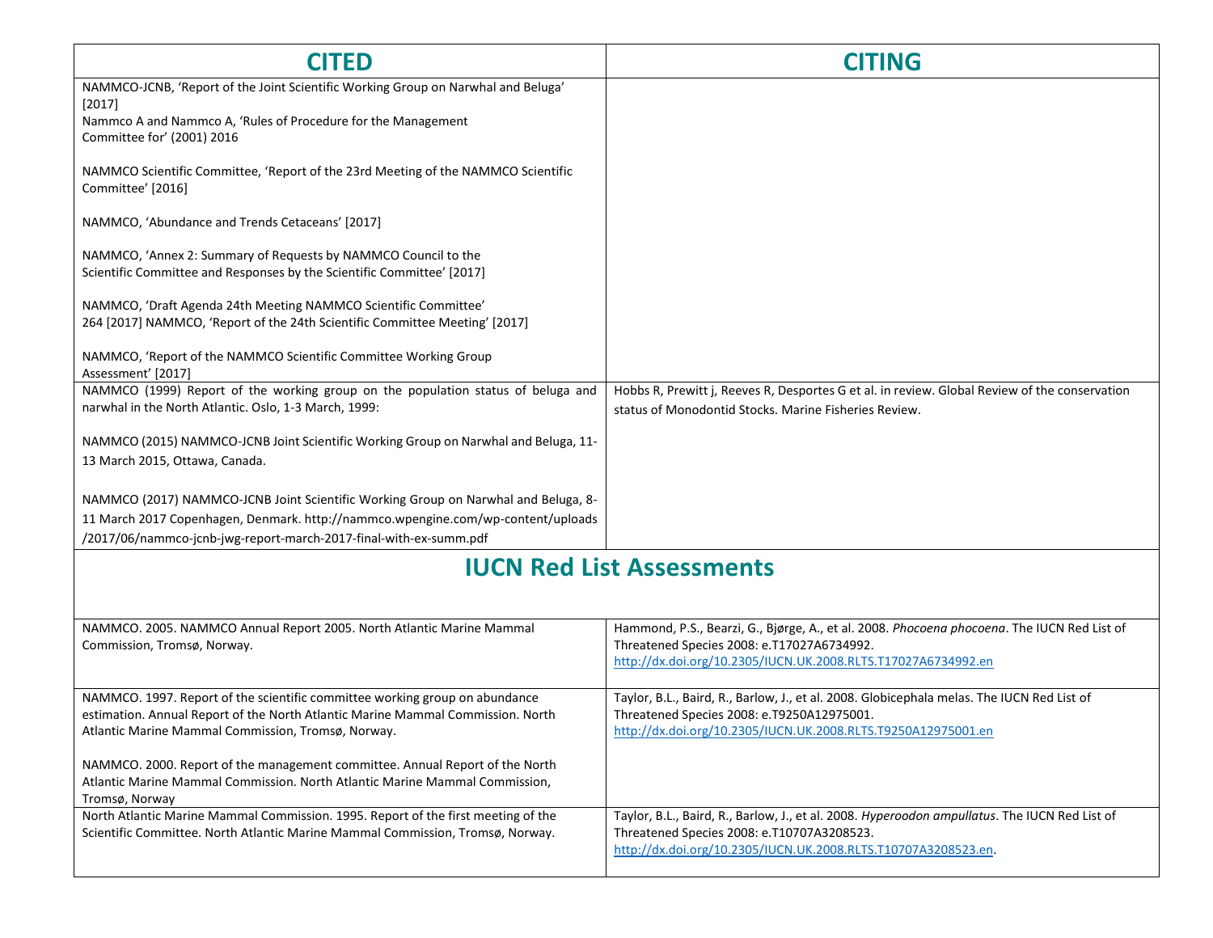| CITED | CITING |
|---|---|
| NAMMCO-JCNB, 'Report of the Joint Scientific Working Group on Narwhal and Beluga' [2017]<br>Nammco A and Nammco A, 'Rules of Procedure for the Management Committee for' (2001) 2016<br><br>NAMMCO Scientific Committee, 'Report of the 23rd Meeting of the NAMMCO Scientific Committee' [2016]<br><br>NAMMCO, 'Abundance and Trends Cetaceans' [2017]<br><br>NAMMCO, 'Annex 2: Summary of Requests by NAMMCO Council to the Scientific Committee and Responses by the Scientific Committee' [2017]<br><br>NAMMCO, 'Draft Agenda 24th Meeting NAMMCO Scientific Committee' 264 [2017] NAMMCO, 'Report of the 24th Scientific Committee Meeting' [2017]<br><br>NAMMCO, 'Report of the NAMMCO Scientific Committee Working Group Assessment' [2017] | |
| NAMMCO (1999) Report of the working group on the population status of beluga and narwhal in the North Atlantic. Oslo, 1-3 March, 1999:<br><br>NAMMCO (2015) NAMMCO-JCNB Joint Scientific Working Group on Narwhal and Beluga, 11-13 March 2015, Ottawa, Canada.<br><br>NAMMCO (2017) NAMMCO-JCNB Joint Scientific Working Group on Narwhal and Beluga, 8-11 March 2017 Copenhagen, Denmark. http://nammco.wpengine.com/wp-content/uploads/2017/06/nammco-jcnb-jwg-report-march-2017-final-with-ex-summ.pdf | Hobbs R, Prewitt j, Reeves R, Desportes G et al. in review. Global Review of the conservation status of Monodontid Stocks. Marine Fisheries Review. |
| **IUCN Red List Assessments** | |
| NAMMCO. 2005. NAMMCO Annual Report 2005. North Atlantic Marine Mammal Commission, Tromsø, Norway. | Hammond, P.S., Bearzi, G., Bjørge, A., et al. 2008. *Phocoena phocoena*. The IUCN Red List of Threatened Species 2008: e.T17027A6734992. http://dx.doi.org/10.2305/IUCN.UK.2008.RLTS.T17027A6734992.en |
| NAMMCO. 1997. Report of the scientific committee working group on abundance estimation. Annual Report of the North Atlantic Marine Mammal Commission. North Atlantic Marine Mammal Commission, Tromsø, Norway.<br><br>NAMMCO. 2000. Report of the management committee. Annual Report of the North Atlantic Marine Mammal Commission. North Atlantic Marine Mammal Commission, Tromsø, Norway | Taylor, B.L., Baird, R., Barlow, J., et al. 2008. Globicephala melas. The IUCN Red List of Threatened Species 2008: e.T9250A12975001. http://dx.doi.org/10.2305/IUCN.UK.2008.RLTS.T9250A12975001.en |
| North Atlantic Marine Mammal Commission. 1995. Report of the first meeting of the Scientific Committee. North Atlantic Marine Mammal Commission, Tromsø, Norway. | Taylor, B.L., Baird, R., Barlow, J., et al. 2008. *Hyperoodon ampullatus*. The IUCN Red List of Threatened Species 2008: e.T10707A3208523. http://dx.doi.org/10.2305/IUCN.UK.2008.RLTS.T10707A3208523.en. |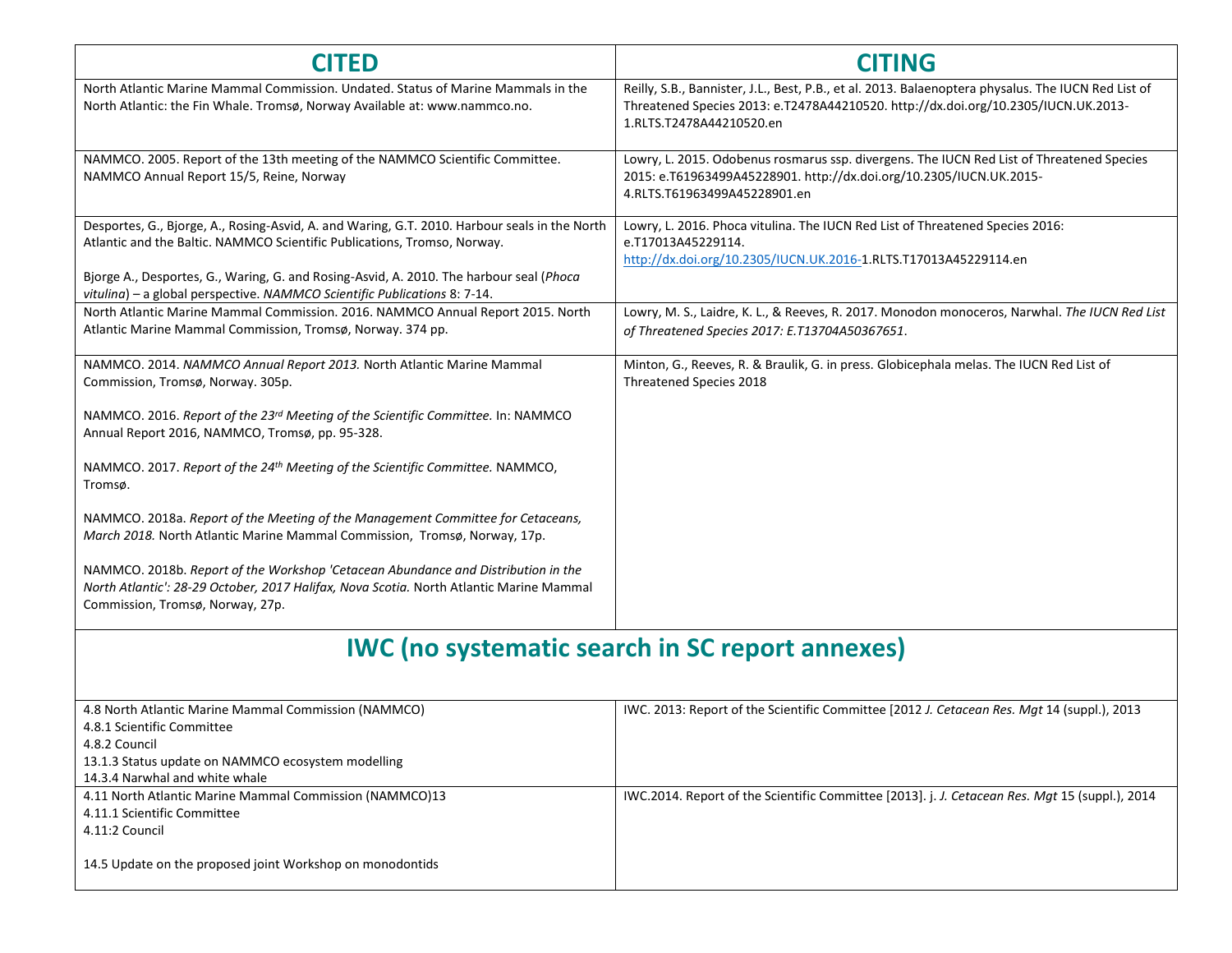| CITED | CITING |
|---|---|
| North Atlantic Marine Mammal Commission. Undated. Status of Marine Mammals in the North Atlantic: the Fin Whale. Tromsø, Norway Available at: www.nammco.no. | Reilly, S.B., Bannister, J.L., Best, P.B., et al. 2013. Balaenoptera physalus. The IUCN Red List of Threatened Species 2013: e.T2478A44210520. http://dx.doi.org/10.2305/IUCN.UK.2013-1.RLTS.T2478A44210520.en |
| NAMMCO. 2005. Report of the 13th meeting of the NAMMCO Scientific Committee. NAMMCO Annual Report 15/5, Reine, Norway | Lowry, L. 2015. Odobenus rosmarus ssp. divergens. The IUCN Red List of Threatened Species 2015: e.T61963499A45228901. http://dx.doi.org/10.2305/IUCN.UK.2015-4.RLTS.T61963499A45228901.en |
| Desportes, G., Bjorge, A., Rosing-Asvid, A. and Waring, G.T. 2010. Harbour seals in the North Atlantic and the Baltic. NAMMCO Scientific Publications, Tromso, Norway.<br><br>Bjorge A., Desportes, G., Waring, G. and Rosing-Asvid, A. 2010. The harbour seal (*Phoca vitulina*) – a global perspective. *NAMMCO Scientific Publications* 8: 7-14. | Lowry, L. 2016. Phoca vitulina. The IUCN Red List of Threatened Species 2016: e.T17013A45229114. http://dx.doi.org/10.2305/IUCN.UK.2016-1.RLTS.T17013A45229114.en |
| North Atlantic Marine Mammal Commission. 2016. NAMMCO Annual Report 2015. North Atlantic Marine Mammal Commission, Tromsø, Norway. 374 pp. | Lowry, M. S., Laidre, K. L., & Reeves, R. 2017. Monodon monoceros, Narwhal. *The IUCN Red List of Threatened Species 2017: E.T13704A50367651*. |
| NAMMCO. 2014. *NAMMCO Annual Report 2013.* North Atlantic Marine Mammal Commission, Tromsø, Norway. 305p.<br><br>NAMMCO. 2016. *Report of the 23rd Meeting of the Scientific Committee.* In: NAMMCO Annual Report 2016, NAMMCO, Tromsø, pp. 95-328.<br><br>NAMMCO. 2017. *Report of the 24th Meeting of the Scientific Committee.* NAMMCO, Tromsø.<br><br>NAMMCO. 2018a. *Report of the Meeting of the Management Committee for Cetaceans, March 2018.* North Atlantic Marine Mammal Commission, Tromsø, Norway, 17p.<br><br>NAMMCO. 2018b. *Report of the Workshop 'Cetacean Abundance and Distribution in the North Atlantic': 28-29 October, 2017 Halifax, Nova Scotia.* North Atlantic Marine Mammal Commission, Tromsø, Norway, 27p. | Minton, G., Reeves, R. & Braulik, G. in press. Globicephala melas. The IUCN Red List of Threatened Species 2018 |

## IWC (no systematic search in SC report annexes)

| CITED | CITING |
|---|---|
| 4.8 North Atlantic Marine Mammal Commission (NAMMCO)<br>4.8.1 Scientific Committee<br>4.8.2 Council<br>13.1.3 Status update on NAMMCO ecosystem modelling<br>14.3.4 Narwhal and white whale | IWC. 2013: Report of the Scientific Committee [2012 *J. Cetacean Res. Mgt* 14 (suppl.), 2013 |
| 4.11 North Atlantic Marine Mammal Commission (NAMMCO)13<br>4.11.1 Scientific Committee<br>4.11:2 Council<br><br>14.5 Update on the proposed joint Workshop on monodontids | IWC.2014. Report of the Scientific Committee [2013]. j. *J. Cetacean Res. Mgt* 15 (suppl.), 2014 |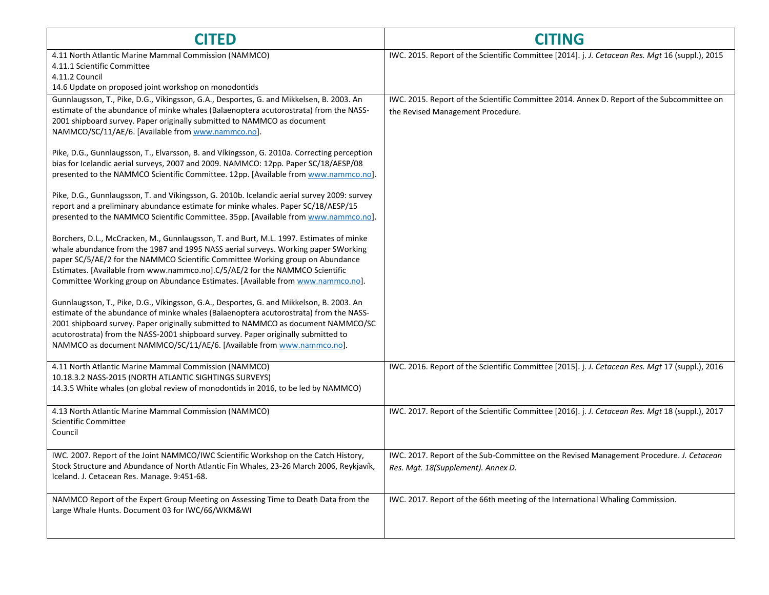| CITED | CITING |
|---|---|
| 4.11 North Atlantic Marine Mammal Commission (NAMMCO)<br>4.11.1 Scientific Committee<br>4.11.2 Council<br>14.6 Update on proposed joint workshop on monodontids | IWC. 2015. Report of the Scientific Committee [2014]. j. *J. Cetacean Res. Mgt* 16 (suppl.), 2015 |
| Gunnlaugsson, T., Pike, D.G., Víkingsson, G.A., Desportes, G. and Mikkelsen, B. 2003. An estimate of the abundance of minke whales (Balaenoptera acutorostrata) from the NASS-2001 shipboard survey. Paper originally submitted to NAMMCO as document NAMMCO/SC/11/AE/6. [Available from www.nammco.no].<br><br>Pike, D.G., Gunnlaugsson, T., Elvarsson, B. and Víkingsson, G. 2010a. Correcting perception bias for Icelandic aerial surveys, 2007 and 2009. NAMMCO: 12pp. Paper SC/18/AESP/08 presented to the NAMMCO Scientific Committee. 12pp. [Available from www.nammco.no].<br><br>Pike, D.G., Gunnlaugsson, T. and Víkingsson, G. 2010b. Icelandic aerial survey 2009: survey report and a preliminary abundance estimate for minke whales. Paper SC/18/AESP/15 presented to the NAMMCO Scientific Committee. 35pp. [Available from www.nammco.no].<br><br>Borchers, D.L., McCracken, M., Gunnlaugsson, T. and Burt, M.L. 1997. Estimates of minke whale abundance from the 1987 and 1995 NASS aerial surveys. Working paper SWorking paper SC/5/AE/2 for the NAMMCO Scientific Committee Working group on Abundance Estimates. [Available from www.nammco.no].C/5/AE/2 for the NAMMCO Scientific Committee Working group on Abundance Estimates. [Available from www.nammco.no].<br><br>Gunnlaugsson, T., Pike, D.G., Víkingsson, G.A., Desportes, G. and Mikkelson, B. 2003. An estimate of the abundance of minke whales (Balaenoptera acutorostrata) from the NASS-2001 shipboard survey. Paper originally submitted to NAMMCO as document NAMMCO/SC acutorostrata) from the NASS-2001 shipboard survey. Paper originally submitted to NAMMCO as document NAMMCO/SC/11/AE/6. [Available from www.nammco.no]. | IWC. 2015. Report of the Scientific Committee 2014. Annex D. Report of the Subcommittee on the Revised Management Procedure. |
| 4.11 North Atlantic Marine Mammal Commission (NAMMCO)<br>10.18.3.2 NASS-2015 (NORTH ATLANTIC SIGHTINGS SURVEYS)<br>14.3.5 White whales (on global review of monodontids in 2016, to be led by NAMMCO) | IWC. 2016. Report of the Scientific Committee [2015]. j. *J. Cetacean Res. Mgt* 17 (suppl.), 2016 |
| 4.13 North Atlantic Marine Mammal Commission (NAMMCO)<br>Scientific Committee<br>Council | IWC. 2017. Report of the Scientific Committee [2016]. j. *J. Cetacean Res. Mgt* 18 (suppl.), 2017 |
| IWC. 2007. Report of the Joint NAMMCO/IWC Scientific Workshop on the Catch History, Stock Structure and Abundance of North Atlantic Fin Whales, 23-26 March 2006, Reykjavík, Iceland. J. Cetacean Res. Manage. 9:451-68. | IWC. 2017. Report of the Sub-Committee on the Revised Management Procedure. *J. Cetacean Res. Mgt. 18(Supplement). Annex D.* |
| NAMMCO Report of the Expert Group Meeting on Assessing Time to Death Data from the Large Whale Hunts. Document 03 for IWC/66/WKM&WI | IWC. 2017. Report of the 66th meeting of the International Whaling Commission. |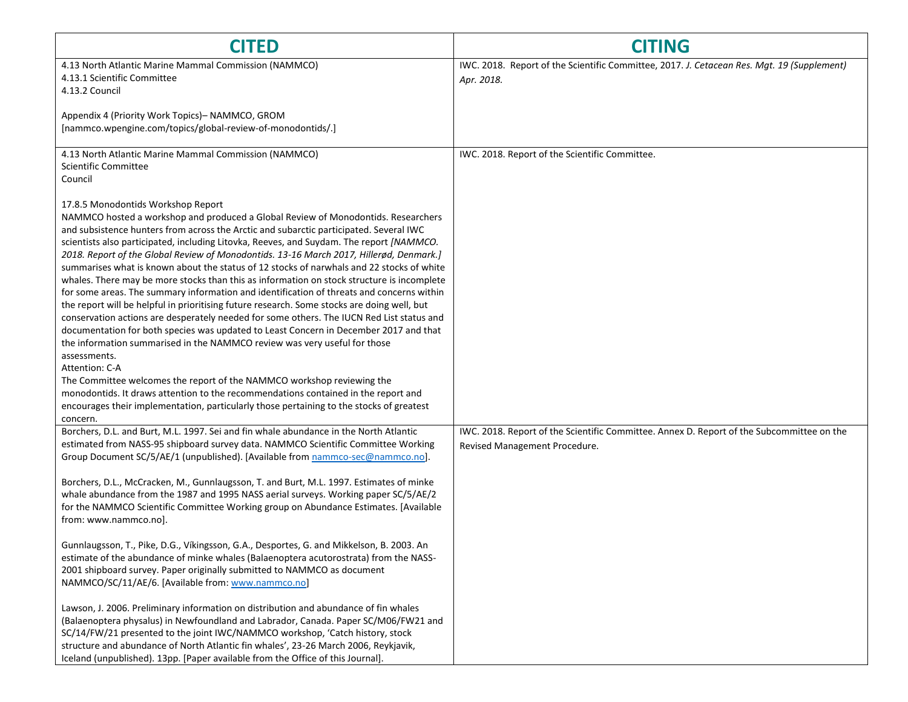| CITED | CITING |
|---|---|
| 4.13 North Atlantic Marine Mammal Commission (NAMMCO)<br>4.13.1 Scientific Committee<br>4.13.2 Council<br><br>Appendix 4 (Priority Work Topics)– NAMMCO, GROM [nammco.wpengine.com/topics/global-review-of-monodontids/.] | IWC. 2018. Report of the Scientific Committee, 2017. *J. Cetacean Res. Mgt. 19 (Supplement) Apr. 2018.* |
| 4.13 North Atlantic Marine Mammal Commission (NAMMCO)<br>Scientific Committee<br>Council<br><br>17.8.5 Monodontids Workshop Report<br>NAMMCO hosted a workshop and produced a Global Review of Monodontids. Researchers and subsistence hunters from across the Arctic and subarctic participated. Several IWC scientists also participated, including Litovka, Reeves, and Suydam. The report *[NAMMCO. 2018. Report of the Global Review of Monodontids. 13-16 March 2017, Hillerød, Denmark.]* summarises what is known about the status of 12 stocks of narwhals and 22 stocks of white whales. There may be more stocks than this as information on stock structure is incomplete for some areas. The summary information and identification of threats and concerns within the report will be helpful in prioritising future research. Some stocks are doing well, but conservation actions are desperately needed for some others. The IUCN Red List status and documentation for both species was updated to Least Concern in December 2017 and that the information summarised in the NAMMCO review was very useful for those assessments.<br>Attention: C-A<br>The Committee welcomes the report of the NAMMCO workshop reviewing the monodontids. It draws attention to the recommendations contained in the report and encourages their implementation, particularly those pertaining to the stocks of greatest concern. | IWC. 2018. Report of the Scientific Committee. |
| Borchers, D.L. and Burt, M.L. 1997. Sei and fin whale abundance in the North Atlantic estimated from NASS-95 shipboard survey data. NAMMCO Scientific Committee Working Group Document SC/5/AE/1 (unpublished). [Available from nammco-sec@nammco.no].<br><br>Borchers, D.L., McCracken, M., Gunnlaugsson, T. and Burt, M.L. 1997. Estimates of minke whale abundance from the 1987 and 1995 NASS aerial surveys. Working paper SC/5/AE/2 for the NAMMCO Scientific Committee Working group on Abundance Estimates. [Available from: www.nammco.no].<br><br>Gunnlaugsson, T., Pike, D.G., Víkingsson, G.A., Desportes, G. and Mikkelson, B. 2003. An estimate of the abundance of minke whales (Balaenoptera acutorostrata) from the NASS-2001 shipboard survey. Paper originally submitted to NAMMCO as document NAMMCO/SC/11/AE/6. [Available from: www.nammco.no]<br><br>Lawson, J. 2006. Preliminary information on distribution and abundance of fin whales (Balaenoptera physalus) in Newfoundland and Labrador, Canada. Paper SC/M06/FW21 and SC/14/FW/21 presented to the joint IWC/NAMMCO workshop, 'Catch history, stock structure and abundance of North Atlantic fin whales', 23-26 March 2006, Reykjavik, Iceland (unpublished). 13pp. [Paper available from the Office of this Journal]. | IWC. 2018. Report of the Scientific Committee. Annex D. Report of the Subcommittee on the Revised Management Procedure. |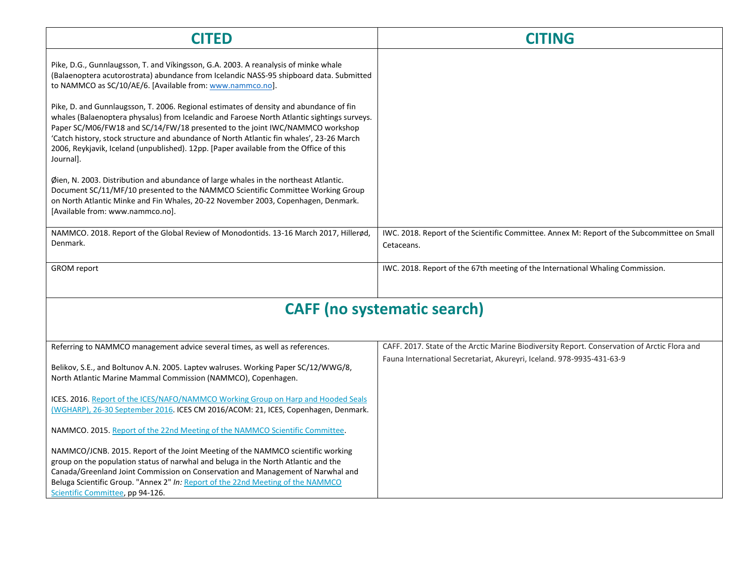| CITED | CITING |
|---|---|
| Pike, D.G., Gunnlaugsson, T. and Víkingsson, G.A. 2003. A reanalysis of minke whale (Balaenoptera acutorostrata) abundance from Icelandic NASS-95 shipboard data. Submitted to NAMMCO as SC/10/AE/6. [Available from: www.nammco.no].<br><br>Pike, D. and Gunnlaugsson, T. 2006. Regional estimates of density and abundance of fin whales (Balaenoptera physalus) from Icelandic and Faroese North Atlantic sightings surveys. Paper SC/M06/FW18 and SC/14/FW/18 presented to the joint IWC/NAMMCO workshop 'Catch history, stock structure and abundance of North Atlantic fin whales', 23-26 March 2006, Reykjavik, Iceland (unpublished). 12pp. [Paper available from the Office of this Journal].<br><br>Øien, N. 2003. Distribution and abundance of large whales in the northeast Atlantic. Document SC/11/MF/10 presented to the NAMMCO Scientific Committee Working Group on North Atlantic Minke and Fin Whales, 20-22 November 2003, Copenhagen, Denmark. [Available from: www.nammco.no]. | |
| NAMMCO. 2018. Report of the Global Review of Monodontids. 13-16 March 2017, Hillerød, Denmark. | IWC. 2018. Report of the Scientific Committee. Annex M: Report of the Subcommittee on Small Cetaceans. |
| GROM report | IWC. 2018. Report of the 67th meeting of the International Whaling Commission. |
| **CAFF (no systematic search)** | |
| Referring to NAMMCO management advice several times, as well as references.<br><br>Belikov, S.E., and Boltunov A.N. 2005. Laptev walruses. Working Paper SC/12/WWG/8, North Atlantic Marine Mammal Commission (NAMMCO), Copenhagen.<br><br>ICES. 2016. Report of the ICES/NAFO/NAMMCO Working Group on Harp and Hooded Seals (WGHARP), 26-30 September 2016. ICES CM 2016/ACOM: 21, ICES, Copenhagen, Denmark.<br><br>NAMMCO. 2015. Report of the 22nd Meeting of the NAMMCO Scientific Committee.<br><br>NAMMCO/JCNB. 2015. Report of the Joint Meeting of the NAMMCO scientific working group on the population status of narwhal and beluga in the North Atlantic and the Canada/Greenland Joint Commission on Conservation and Management of Narwhal and Beluga Scientific Group. "Annex 2" *In:* Report of the 22nd Meeting of the NAMMCO Scientific Committee, pp 94-126. | CAFF. 2017. State of the Arctic Marine Biodiversity Report. Conservation of Arctic Flora and Fauna International Secretariat, Akureyri, Iceland. 978-9935-431-63-9 |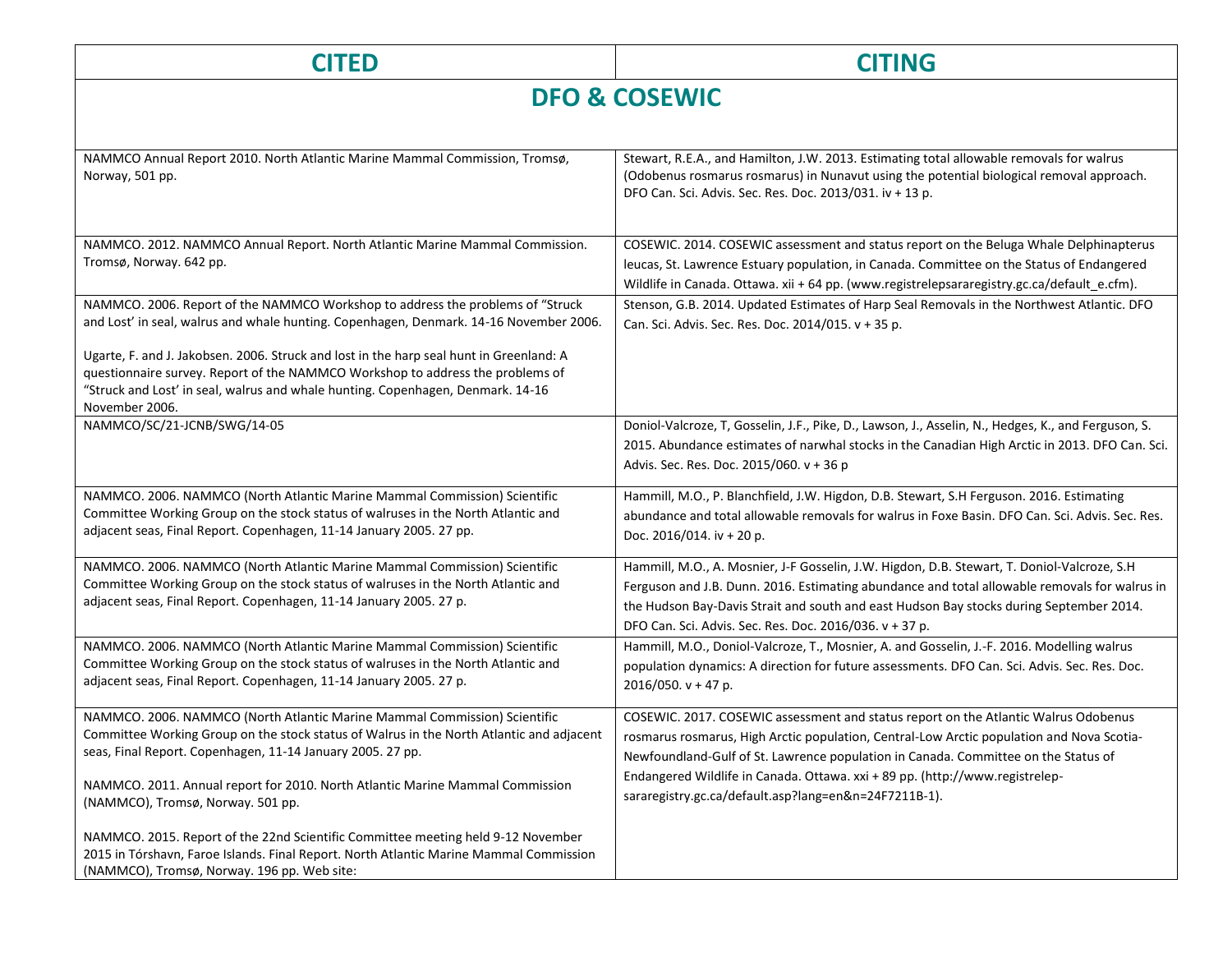| CITED | CITING |
|---|---|
| **DFO & COSEWIC** | |
| NAMMCO Annual Report 2010. North Atlantic Marine Mammal Commission, Tromsø, Norway, 501 pp. | Stewart, R.E.A., and Hamilton, J.W. 2013. Estimating total allowable removals for walrus (Odobenus rosmarus rosmarus) in Nunavut using the potential biological removal approach. DFO Can. Sci. Advis. Sec. Res. Doc. 2013/031. iv + 13 p. |
| NAMMCO. 2012. NAMMCO Annual Report. North Atlantic Marine Mammal Commission. Tromsø, Norway. 642 pp. | COSEWIC. 2014. COSEWIC assessment and status report on the Beluga Whale Delphinapterus leucas, St. Lawrence Estuary population, in Canada. Committee on the Status of Endangered Wildlife in Canada. Ottawa. xii + 64 pp. (www.registrelepsararegistry.gc.ca/default_e.cfm). |
| NAMMCO. 2006. Report of the NAMMCO Workshop to address the problems of "Struck and Lost' in seal, walrus and whale hunting. Copenhagen, Denmark. 14-16 November 2006.<br><br>Ugarte, F. and J. Jakobsen. 2006. Struck and lost in the harp seal hunt in Greenland: A questionnaire survey. Report of the NAMMCO Workshop to address the problems of "Struck and Lost' in seal, walrus and whale hunting. Copenhagen, Denmark. 14-16 November 2006. | Stenson, G.B. 2014. Updated Estimates of Harp Seal Removals in the Northwest Atlantic. DFO Can. Sci. Advis. Sec. Res. Doc. 2014/015. v + 35 p. |
| NAMMCO/SC/21-JCNB/SWG/14-05 | Doniol-Valcroze, T, Gosselin, J.F., Pike, D., Lawson, J., Asselin, N., Hedges, K., and Ferguson, S. 2015. Abundance estimates of narwhal stocks in the Canadian High Arctic in 2013. DFO Can. Sci. Advis. Sec. Res. Doc. 2015/060. v + 36 p |
| NAMMCO. 2006. NAMMCO (North Atlantic Marine Mammal Commission) Scientific Committee Working Group on the stock status of walruses in the North Atlantic and adjacent seas, Final Report. Copenhagen, 11-14 January 2005. 27 pp. | Hammill, M.O., P. Blanchfield, J.W. Higdon, D.B. Stewart, S.H Ferguson. 2016. Estimating abundance and total allowable removals for walrus in Foxe Basin. DFO Can. Sci. Advis. Sec. Res. Doc. 2016/014. iv + 20 p. |
| NAMMCO. 2006. NAMMCO (North Atlantic Marine Mammal Commission) Scientific Committee Working Group on the stock status of walruses in the North Atlantic and adjacent seas, Final Report. Copenhagen, 11-14 January 2005. 27 p. | Hammill, M.O., A. Mosnier, J-F Gosselin, J.W. Higdon, D.B. Stewart, T. Doniol-Valcroze, S.H Ferguson and J.B. Dunn. 2016. Estimating abundance and total allowable removals for walrus in the Hudson Bay-Davis Strait and south and east Hudson Bay stocks during September 2014. DFO Can. Sci. Advis. Sec. Res. Doc. 2016/036. v + 37 p. |
| NAMMCO. 2006. NAMMCO (North Atlantic Marine Mammal Commission) Scientific Committee Working Group on the stock status of walruses in the North Atlantic and adjacent seas, Final Report. Copenhagen, 11-14 January 2005. 27 p. | Hammill, M.O., Doniol-Valcroze, T., Mosnier, A. and Gosselin, J.-F. 2016. Modelling walrus population dynamics: A direction for future assessments. DFO Can. Sci. Advis. Sec. Res. Doc. 2016/050. v + 47 p. |
| NAMMCO. 2006. NAMMCO (North Atlantic Marine Mammal Commission) Scientific Committee Working Group on the stock status of Walrus in the North Atlantic and adjacent seas, Final Report. Copenhagen, 11-14 January 2005. 27 pp.<br><br>NAMMCO. 2011. Annual report for 2010. North Atlantic Marine Mammal Commission (NAMMCO), Tromsø, Norway. 501 pp.<br><br>NAMMCO. 2015. Report of the 22nd Scientific Committee meeting held 9-12 November 2015 in Tórshavn, Faroe Islands. Final Report. North Atlantic Marine Mammal Commission (NAMMCO), Tromsø, Norway. 196 pp. Web site: | COSEWIC. 2017. COSEWIC assessment and status report on the Atlantic Walrus Odobenus rosmarus rosmarus, High Arctic population, Central-Low Arctic population and Nova Scotia-Newfoundland-Gulf of St. Lawrence population in Canada. Committee on the Status of Endangered Wildlife in Canada. Ottawa. xxi + 89 pp. (http://www.registrelep-sararegistry.gc.ca/default.asp?lang=en&n=24F7211B-1). |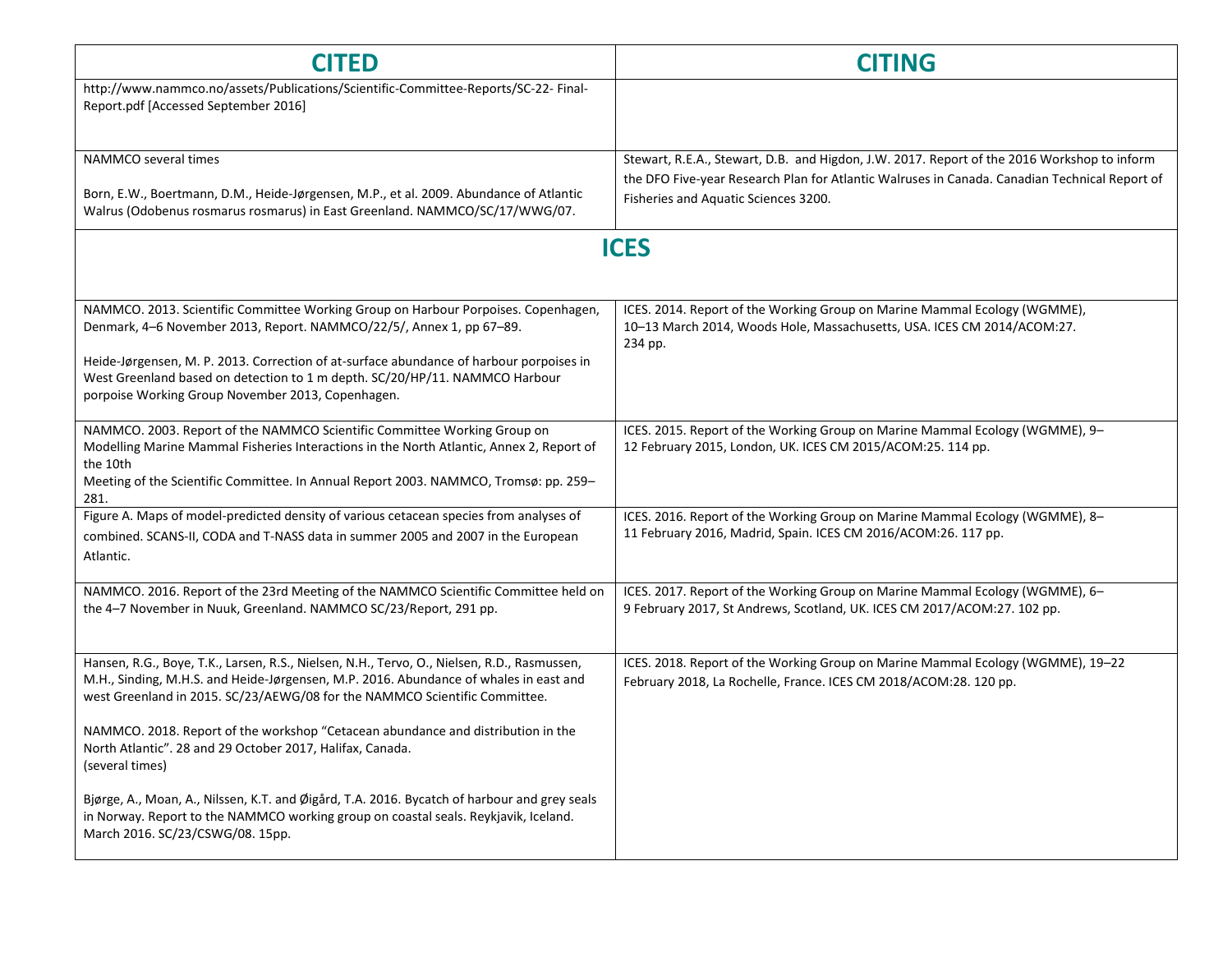| CITED | CITING |
| --- | --- |
| http://www.nammco.no/assets/Publications/Scientific-Committee-Reports/SC-22- Final-Report.pdf [Accessed September 2016] | |
| NAMMCO several times<br><br>Born, E.W., Boertmann, D.M., Heide-Jørgensen, M.P., et al. 2009. Abundance of Atlantic Walrus (Odobenus rosmarus rosmarus) in East Greenland. NAMMCO/SC/17/WWG/07. | Stewart, R.E.A., Stewart, D.B. and Higdon, J.W. 2017. Report of the 2016 Workshop to inform the DFO Five-year Research Plan for Atlantic Walruses in Canada. Canadian Technical Report of Fisheries and Aquatic Sciences 3200. |
| **ICES** | |
| NAMMCO. 2013. Scientific Committee Working Group on Harbour Porpoises. Copenhagen, Denmark, 4–6 November 2013, Report. NAMMCO/22/5/, Annex 1, pp 67–89.<br><br>Heide-Jørgensen, M. P. 2013. Correction of at-surface abundance of harbour porpoises in West Greenland based on detection to 1 m depth. SC/20/HP/11. NAMMCO Harbour porpoise Working Group November 2013, Copenhagen. | ICES. 2014. Report of the Working Group on Marine Mammal Ecology (WGMME), 10–13 March 2014, Woods Hole, Massachusetts, USA. ICES CM 2014/ACOM:27. 234 pp. |
| NAMMCO. 2003. Report of the NAMMCO Scientific Committee Working Group on Modelling Marine Mammal Fisheries Interactions in the North Atlantic, Annex 2, Report of the 10th Meeting of the Scientific Committee. In Annual Report 2003. NAMMCO, Tromsø: pp. 259–281. | ICES. 2015. Report of the Working Group on Marine Mammal Ecology (WGMME), 9–12 February 2015, London, UK. ICES CM 2015/ACOM:25. 114 pp. |
| Figure A. Maps of model-predicted density of various cetacean species from analyses of combined. SCANS-II, CODA and T-NASS data in summer 2005 and 2007 in the European Atlantic. | ICES. 2016. Report of the Working Group on Marine Mammal Ecology (WGMME), 8–11 February 2016, Madrid, Spain. ICES CM 2016/ACOM:26. 117 pp. |
| NAMMCO. 2016. Report of the 23rd Meeting of the NAMMCO Scientific Committee held on the 4–7 November in Nuuk, Greenland. NAMMCO SC/23/Report, 291 pp. | ICES. 2017. Report of the Working Group on Marine Mammal Ecology (WGMME), 6–9 February 2017, St Andrews, Scotland, UK. ICES CM 2017/ACOM:27. 102 pp. |
| Hansen, R.G., Boye, T.K., Larsen, R.S., Nielsen, N.H., Tervo, O., Nielsen, R.D., Rasmussen, M.H., Sinding, M.H.S. and Heide-Jørgensen, M.P. 2016. Abundance of whales in east and west Greenland in 2015. SC/23/AEWG/08 for the NAMMCO Scientific Committee.<br><br>NAMMCO. 2018. Report of the workshop "Cetacean abundance and distribution in the North Atlantic". 28 and 29 October 2017, Halifax, Canada.<br>(several times)<br><br>Bjørge, A., Moan, A., Nilssen, K.T. and Øigård, T.A. 2016. Bycatch of harbour and grey seals in Norway. Report to the NAMMCO working group on coastal seals. Reykjavik, Iceland. March 2016. SC/23/CSWG/08. 15pp. | ICES. 2018. Report of the Working Group on Marine Mammal Ecology (WGMME), 19–22 February 2018, La Rochelle, France. ICES CM 2018/ACOM:28. 120 pp. |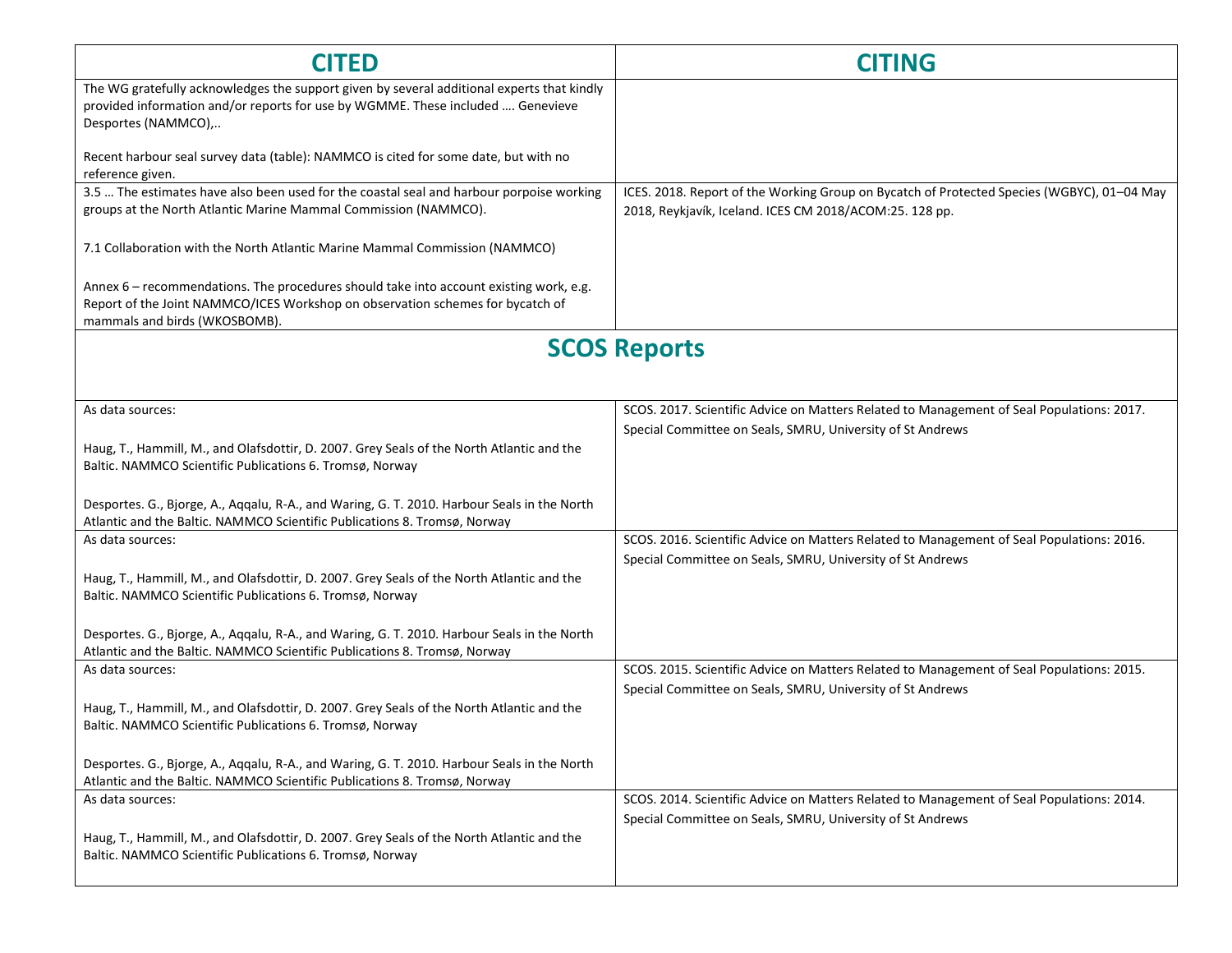| CITED | CITING |
|---|---|
| The WG gratefully acknowledges the support given by several additional experts that kindly provided information and/or reports for use by WGMME. These included …. Genevieve Desportes (NAMMCO),..<br><br>Recent harbour seal survey data (table): NAMMCO is cited for some date, but with no reference given. | |
| 3.5 … The estimates have also been used for the coastal seal and harbour porpoise working groups at the North Atlantic Marine Mammal Commission (NAMMCO).<br><br>7.1 Collaboration with the North Atlantic Marine Mammal Commission (NAMMCO)<br><br>Annex 6 – recommendations. The procedures should take into account existing work, e.g. Report of the Joint NAMMCO/ICES Workshop on observation schemes for bycatch of mammals and birds (WKOSBOMB). | ICES. 2018. Report of the Working Group on Bycatch of Protected Species (WGBYC), 01–04 May 2018, Reykjavík, Iceland. ICES CM 2018/ACOM:25. 128 pp. |
| **SCOS Reports** | |
| As data sources:<br><br>Haug, T., Hammill, M., and Olafsdottir, D. 2007. Grey Seals of the North Atlantic and the Baltic. NAMMCO Scientific Publications 6. Tromsø, Norway<br><br>Desportes. G., Bjorge, A., Aqqalu, R-A., and Waring, G. T. 2010. Harbour Seals in the North Atlantic and the Baltic. NAMMCO Scientific Publications 8. Tromsø, Norway | SCOS. 2017. Scientific Advice on Matters Related to Management of Seal Populations: 2017. Special Committee on Seals, SMRU, University of St Andrews |
| As data sources:<br><br>Haug, T., Hammill, M., and Olafsdottir, D. 2007. Grey Seals of the North Atlantic and the Baltic. NAMMCO Scientific Publications 6. Tromsø, Norway<br><br>Desportes. G., Bjorge, A., Aqqalu, R-A., and Waring, G. T. 2010. Harbour Seals in the North Atlantic and the Baltic. NAMMCO Scientific Publications 8. Tromsø, Norway | SCOS. 2016. Scientific Advice on Matters Related to Management of Seal Populations: 2016. Special Committee on Seals, SMRU, University of St Andrews |
| As data sources:<br><br>Haug, T., Hammill, M., and Olafsdottir, D. 2007. Grey Seals of the North Atlantic and the Baltic. NAMMCO Scientific Publications 6. Tromsø, Norway<br><br>Desportes. G., Bjorge, A., Aqqalu, R-A., and Waring, G. T. 2010. Harbour Seals in the North Atlantic and the Baltic. NAMMCO Scientific Publications 8. Tromsø, Norway | SCOS. 2015. Scientific Advice on Matters Related to Management of Seal Populations: 2015. Special Committee on Seals, SMRU, University of St Andrews |
| As data sources:<br><br>Haug, T., Hammill, M., and Olafsdottir, D. 2007. Grey Seals of the North Atlantic and the Baltic. NAMMCO Scientific Publications 6. Tromsø, Norway | SCOS. 2014. Scientific Advice on Matters Related to Management of Seal Populations: 2014. Special Committee on Seals, SMRU, University of St Andrews |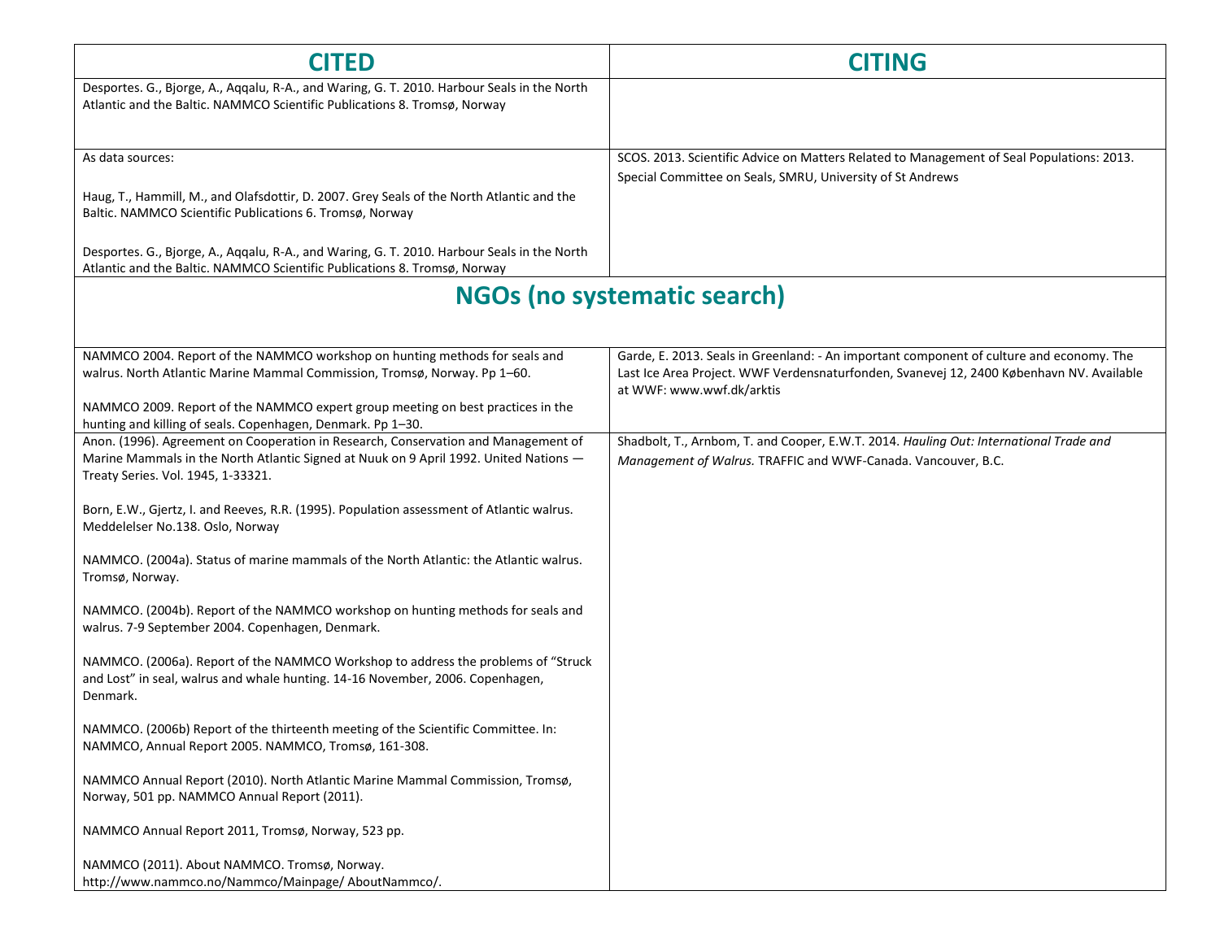| CITED | CITING |
| --- | --- |
| Desportes. G., Bjorge, A., Aqqalu, R-A., and Waring, G. T. 2010. Harbour Seals in the North Atlantic and the Baltic. NAMMCO Scientific Publications 8. Tromsø, Norway | |
| As data sources:<br><br>Haug, T., Hammill, M., and Olafsdottir, D. 2007. Grey Seals of the North Atlantic and the Baltic. NAMMCO Scientific Publications 6. Tromsø, Norway<br><br>Desportes. G., Bjorge, A., Aqqalu, R-A., and Waring, G. T. 2010. Harbour Seals in the North Atlantic and the Baltic. NAMMCO Scientific Publications 8. Tromsø, Norway | SCOS. 2013. Scientific Advice on Matters Related to Management of Seal Populations: 2013. Special Committee on Seals, SMRU, University of St Andrews |
| **NGOs (no systematic search)** | |
| NAMMCO 2004. Report of the NAMMCO workshop on hunting methods for seals and walrus. North Atlantic Marine Mammal Commission, Tromsø, Norway. Pp 1–60.<br><br>NAMMCO 2009. Report of the NAMMCO expert group meeting on best practices in the hunting and killing of seals. Copenhagen, Denmark. Pp 1–30. | Garde, E. 2013. Seals in Greenland: - An important component of culture and economy. The Last Ice Area Project. WWF Verdensnaturfonden, Svanevej 12, 2400 København NV. Available at WWF: www.wwf.dk/arktis |
| Anon. (1996). Agreement on Cooperation in Research, Conservation and Management of Marine Mammals in the North Atlantic Signed at Nuuk on 9 April 1992. United Nations — Treaty Series. Vol. 1945, 1-33321.<br><br>Born, E.W., Gjertz, I. and Reeves, R.R. (1995). Population assessment of Atlantic walrus. Meddelelser No.138. Oslo, Norway<br><br>NAMMCO. (2004a). Status of marine mammals of the North Atlantic: the Atlantic walrus. Tromsø, Norway.<br><br>NAMMCO. (2004b). Report of the NAMMCO workshop on hunting methods for seals and walrus. 7-9 September 2004. Copenhagen, Denmark.<br><br>NAMMCO. (2006a). Report of the NAMMCO Workshop to address the problems of "Struck and Lost" in seal, walrus and whale hunting. 14-16 November, 2006. Copenhagen, Denmark.<br><br>NAMMCO. (2006b) Report of the thirteenth meeting of the Scientific Committee. In: NAMMCO, Annual Report 2005. NAMMCO, Tromsø, 161-308.<br><br>NAMMCO Annual Report (2010). North Atlantic Marine Mammal Commission, Tromsø, Norway, 501 pp. NAMMCO Annual Report (2011).<br><br>NAMMCO Annual Report 2011, Tromsø, Norway, 523 pp.<br><br>NAMMCO (2011). About NAMMCO. Tromsø, Norway. http://www.nammco.no/Nammco/Mainpage/ AboutNammco/. | Shadbolt, T., Arnbom, T. and Cooper, E.W.T. 2014. *Hauling Out: International Trade and Management of Walrus.* TRAFFIC and WWF-Canada. Vancouver, B.C. |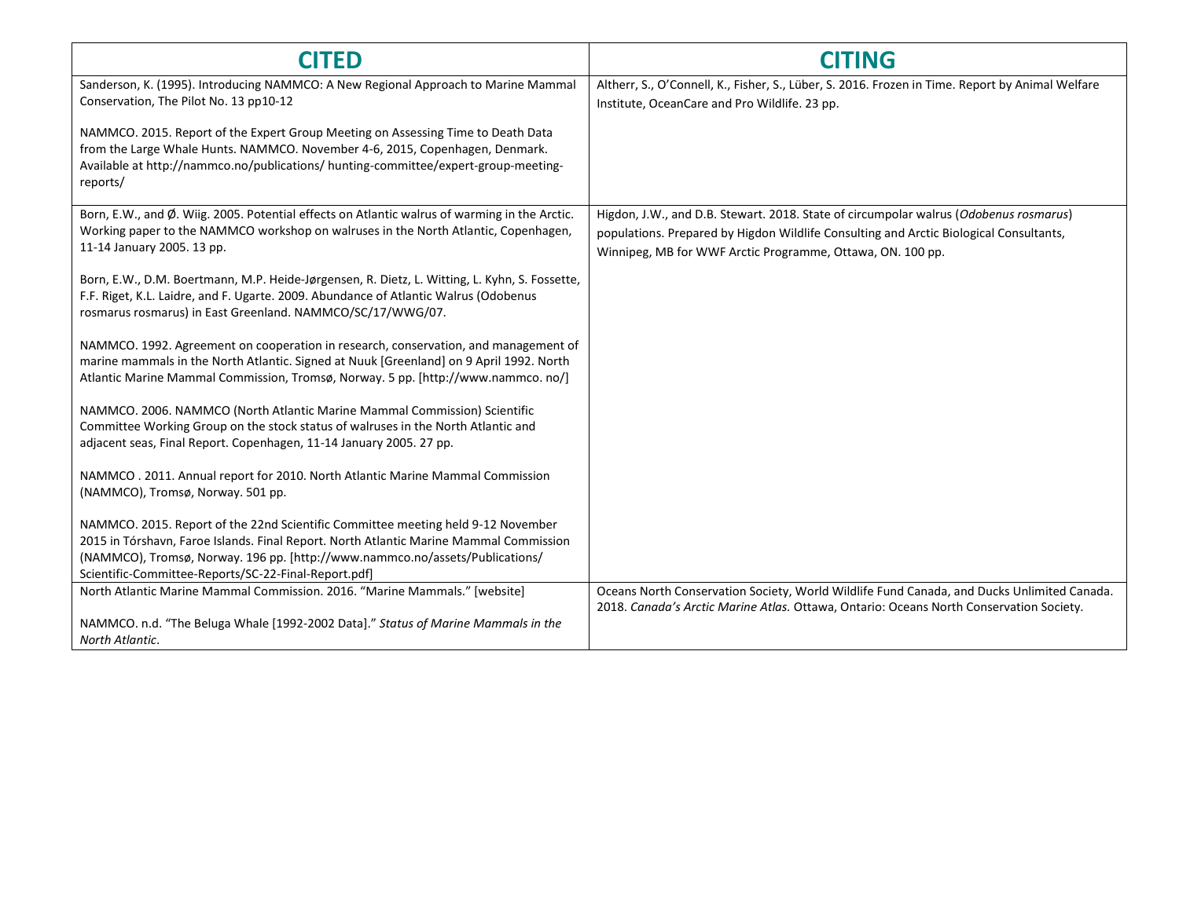| CITED | CITING |
|---|---|
| Sanderson, K. (1995). Introducing NAMMCO: A New Regional Approach to Marine Mammal Conservation, The Pilot No. 13 pp10-12<br><br>NAMMCO. 2015. Report of the Expert Group Meeting on Assessing Time to Death Data from the Large Whale Hunts. NAMMCO. November 4-6, 2015, Copenhagen, Denmark. Available at http://nammco.no/publications/ hunting-committee/expert-group-meeting-reports/ | Altherr, S., O'Connell, K., Fisher, S., Lüber, S. 2016. Frozen in Time. Report by Animal Welfare Institute, OceanCare and Pro Wildlife. 23 pp. |
| Born, E.W., and Ø. Wiig. 2005. Potential effects on Atlantic walrus of warming in the Arctic. Working paper to the NAMMCO workshop on walruses in the North Atlantic, Copenhagen, 11-14 January 2005. 13 pp.<br><br>Born, E.W., D.M. Boertmann, M.P. Heide-Jørgensen, R. Dietz, L. Witting, L. Kyhn, S. Fossette, F.F. Riget, K.L. Laidre, and F. Ugarte. 2009. Abundance of Atlantic Walrus (Odobenus rosmarus rosmarus) in East Greenland. NAMMCO/SC/17/WWG/07.<br><br>NAMMCO. 1992. Agreement on cooperation in research, conservation, and management of marine mammals in the North Atlantic. Signed at Nuuk [Greenland] on 9 April 1992. North Atlantic Marine Mammal Commission, Tromsø, Norway. 5 pp. [http://www.nammco. no/]<br><br>NAMMCO. 2006. NAMMCO (North Atlantic Marine Mammal Commission) Scientific Committee Working Group on the stock status of walruses in the North Atlantic and adjacent seas, Final Report. Copenhagen, 11-14 January 2005. 27 pp.<br><br>NAMMCO . 2011. Annual report for 2010. North Atlantic Marine Mammal Commission (NAMMCO), Tromsø, Norway. 501 pp.<br><br>NAMMCO. 2015. Report of the 22nd Scientific Committee meeting held 9-12 November 2015 in Tórshavn, Faroe Islands. Final Report. North Atlantic Marine Mammal Commission (NAMMCO), Tromsø, Norway. 196 pp. [http://www.nammco.no/assets/Publications/ Scientific-Committee-Reports/SC-22-Final-Report.pdf] | Higdon, J.W., and D.B. Stewart. 2018. State of circumpolar walrus (*Odobenus rosmarus*) populations. Prepared by Higdon Wildlife Consulting and Arctic Biological Consultants, Winnipeg, MB for WWF Arctic Programme, Ottawa, ON. 100 pp. |
| North Atlantic Marine Mammal Commission. 2016. "Marine Mammals." [website]<br><br>NAMMCO. n.d. "The Beluga Whale [1992-2002 Data]." *Status of Marine Mammals in the North Atlantic*. | Oceans North Conservation Society, World Wildlife Fund Canada, and Ducks Unlimited Canada. 2018. *Canada's Arctic Marine Atlas.* Ottawa, Ontario: Oceans North Conservation Society. |